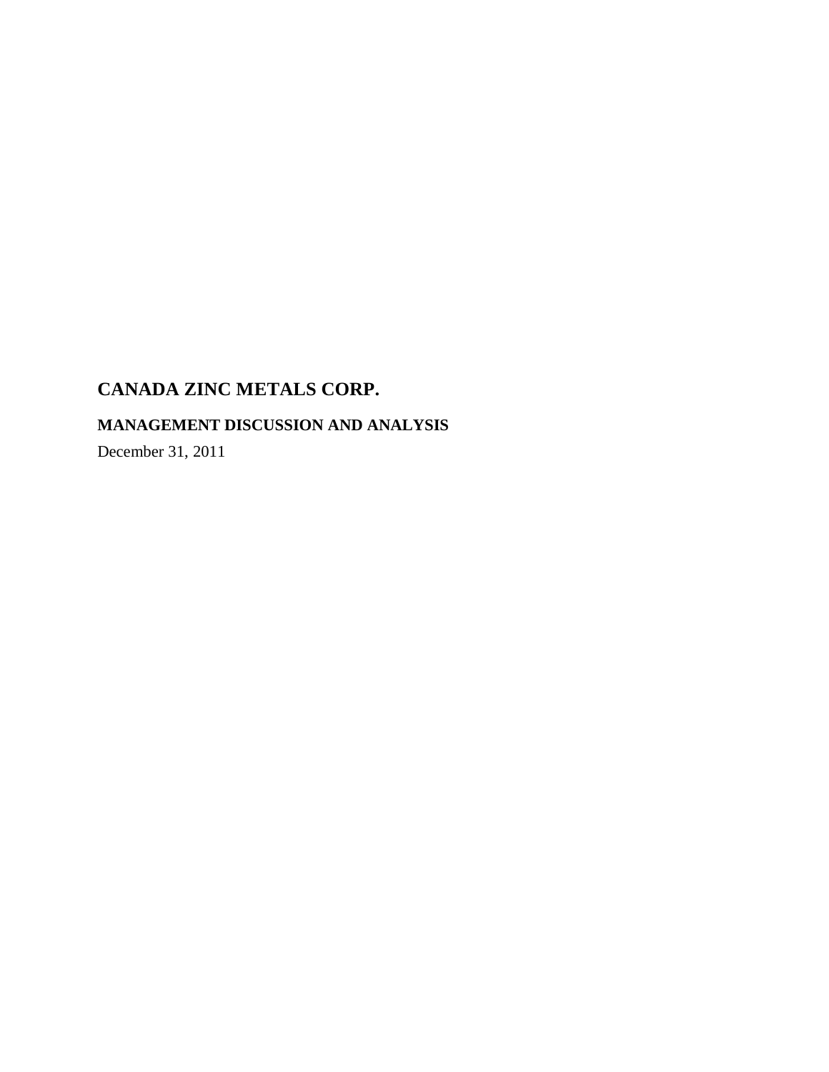# CANADA ZINC METALS CORP.

## MANAGEMENT DISCUSSION AND ANALYSIS

December 31, 2011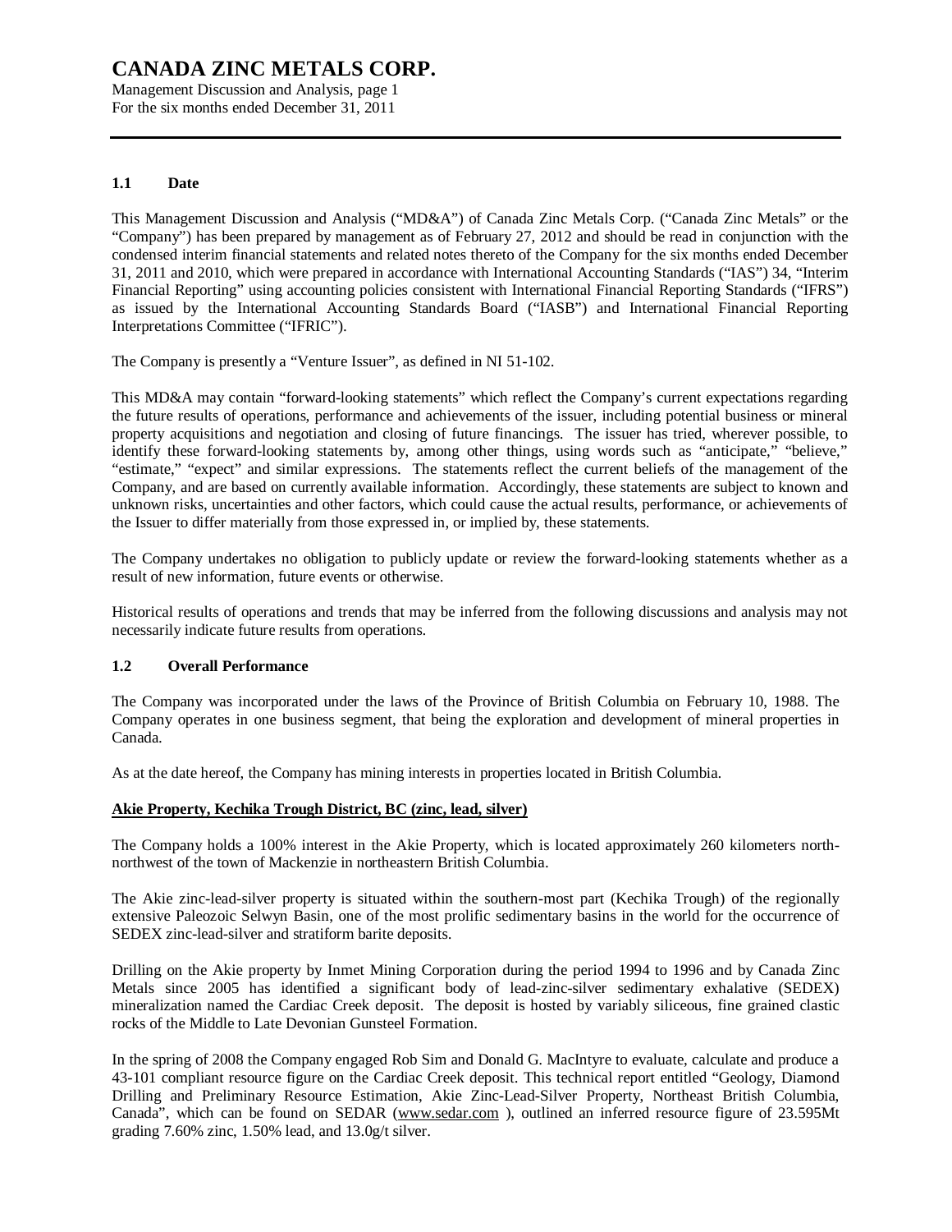# CANADA ZINC METALS CORP.

Management Discussion and Analysis, page 1
For the six months ended December 31, 2011

### 1.1 Date

This Management Discussion and Analysis ("MD&A") of Canada Zinc Metals Corp. ("Canada Zinc Metals" or the "Company") has been prepared by management as of February 27, 2012 and should be read in conjunction with the condensed interim financial statements and related notes thereto of the Company for the six months ended December 31, 2011 and 2010, which were prepared in accordance with International Accounting Standards ("IAS") 34, "Interim Financial Reporting" using accounting policies consistent with International Financial Reporting Standards ("IFRS") as issued by the International Accounting Standards Board ("IASB") and International Financial Reporting Interpretations Committee ("IFRIC").

The Company is presently a "Venture Issuer", as defined in NI 51-102.

This MD&A may contain "forward-looking statements" which reflect the Company's current expectations regarding the future results of operations, performance and achievements of the issuer, including potential business or mineral property acquisitions and negotiation and closing of future financings. The issuer has tried, wherever possible, to identify these forward-looking statements by, among other things, using words such as "anticipate," "believe," "estimate," "expect" and similar expressions. The statements reflect the current beliefs of the management of the Company, and are based on currently available information. Accordingly, these statements are subject to known and unknown risks, uncertainties and other factors, which could cause the actual results, performance, or achievements of the Issuer to differ materially from those expressed in, or implied by, these statements.

The Company undertakes no obligation to publicly update or review the forward-looking statements whether as a result of new information, future events or otherwise.

Historical results of operations and trends that may be inferred from the following discussions and analysis may not necessarily indicate future results from operations.

### 1.2 Overall Performance

The Company was incorporated under the laws of the Province of British Columbia on February 10, 1988. The Company operates in one business segment, that being the exploration and development of mineral properties in Canada.

As at the date hereof, the Company has mining interests in properties located in British Columbia.

**Akie Property, Kechika Trough District, BC (zinc, lead, silver)**

The Company holds a 100% interest in the Akie Property, which is located approximately 260 kilometers north-northwest of the town of Mackenzie in northeastern British Columbia.

The Akie zinc-lead-silver property is situated within the southern-most part (Kechika Trough) of the regionally extensive Paleozoic Selwyn Basin, one of the most prolific sedimentary basins in the world for the occurrence of SEDEX zinc-lead-silver and stratiform barite deposits.

Drilling on the Akie property by Inmet Mining Corporation during the period 1994 to 1996 and by Canada Zinc Metals since 2005 has identified a significant body of lead-zinc-silver sedimentary exhalative (SEDEX) mineralization named the Cardiac Creek deposit. The deposit is hosted by variably siliceous, fine grained clastic rocks of the Middle to Late Devonian Gunsteel Formation.

In the spring of 2008 the Company engaged Rob Sim and Donald G. MacIntyre to evaluate, calculate and produce a 43-101 compliant resource figure on the Cardiac Creek deposit. This technical report entitled "Geology, Diamond Drilling and Preliminary Resource Estimation, Akie Zinc-Lead-Silver Property, Northeast British Columbia, Canada", which can be found on SEDAR (www.sedar.com ), outlined an inferred resource figure of 23.595Mt grading 7.60% zinc, 1.50% lead, and 13.0g/t silver.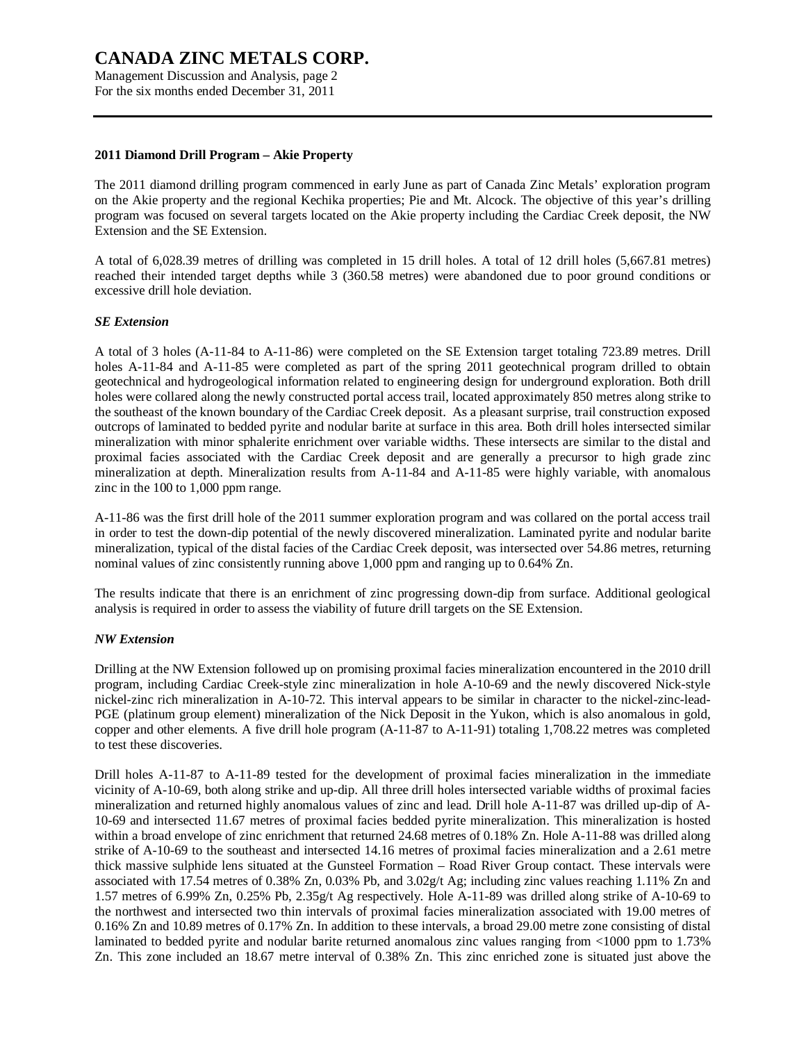### 2011 Diamond Drill Program – Akie Property

The 2011 diamond drilling program commenced in early June as part of Canada Zinc Metals' exploration program on the Akie property and the regional Kechika properties; Pie and Mt. Alcock. The objective of this year's drilling program was focused on several targets located on the Akie property including the Cardiac Creek deposit, the NW Extension and the SE Extension.

A total of 6,028.39 metres of drilling was completed in 15 drill holes. A total of 12 drill holes (5,667.81 metres) reached their intended target depths while 3 (360.58 metres) were abandoned due to poor ground conditions or excessive drill hole deviation.

#### *SE Extension*

A total of 3 holes (A-11-84 to A-11-86) were completed on the SE Extension target totaling 723.89 metres. Drill holes A-11-84 and A-11-85 were completed as part of the spring 2011 geotechnical program drilled to obtain geotechnical and hydrogeological information related to engineering design for underground exploration. Both drill holes were collared along the newly constructed portal access trail, located approximately 850 metres along strike to the southeast of the known boundary of the Cardiac Creek deposit. As a pleasant surprise, trail construction exposed outcrops of laminated to bedded pyrite and nodular barite at surface in this area. Both drill holes intersected similar mineralization with minor sphalerite enrichment over variable widths. These intersects are similar to the distal and proximal facies associated with the Cardiac Creek deposit and are generally a precursor to high grade zinc mineralization at depth. Mineralization results from A-11-84 and A-11-85 were highly variable, with anomalous zinc in the 100 to 1,000 ppm range.

A-11-86 was the first drill hole of the 2011 summer exploration program and was collared on the portal access trail in order to test the down-dip potential of the newly discovered mineralization. Laminated pyrite and nodular barite mineralization, typical of the distal facies of the Cardiac Creek deposit, was intersected over 54.86 metres, returning nominal values of zinc consistently running above 1,000 ppm and ranging up to 0.64% Zn.

The results indicate that there is an enrichment of zinc progressing down-dip from surface. Additional geological analysis is required in order to assess the viability of future drill targets on the SE Extension.

#### *NW Extension*

Drilling at the NW Extension followed up on promising proximal facies mineralization encountered in the 2010 drill program, including Cardiac Creek-style zinc mineralization in hole A-10-69 and the newly discovered Nick-style nickel-zinc rich mineralization in A-10-72. This interval appears to be similar in character to the nickel-zinc-lead-PGE (platinum group element) mineralization of the Nick Deposit in the Yukon, which is also anomalous in gold, copper and other elements. A five drill hole program (A-11-87 to A-11-91) totaling 1,708.22 metres was completed to test these discoveries.

Drill holes A-11-87 to A-11-89 tested for the development of proximal facies mineralization in the immediate vicinity of A-10-69, both along strike and up-dip. All three drill holes intersected variable widths of proximal facies mineralization and returned highly anomalous values of zinc and lead. Drill hole A-11-87 was drilled up-dip of A-10-69 and intersected 11.67 metres of proximal facies bedded pyrite mineralization. This mineralization is hosted within a broad envelope of zinc enrichment that returned 24.68 metres of 0.18% Zn. Hole A-11-88 was drilled along strike of A-10-69 to the southeast and intersected 14.16 metres of proximal facies mineralization and a 2.61 metre thick massive sulphide lens situated at the Gunsteel Formation – Road River Group contact. These intervals were associated with 17.54 metres of 0.38% Zn, 0.03% Pb, and 3.02g/t Ag; including zinc values reaching 1.11% Zn and 1.57 metres of 6.99% Zn, 0.25% Pb, 2.35g/t Ag respectively. Hole A-11-89 was drilled along strike of A-10-69 to the northwest and intersected two thin intervals of proximal facies mineralization associated with 19.00 metres of 0.16% Zn and 10.89 metres of 0.17% Zn. In addition to these intervals, a broad 29.00 metre zone consisting of distal laminated to bedded pyrite and nodular barite returned anomalous zinc values ranging from <1000 ppm to 1.73% Zn. This zone included an 18.67 metre interval of 0.38% Zn. This zinc enriched zone is situated just above the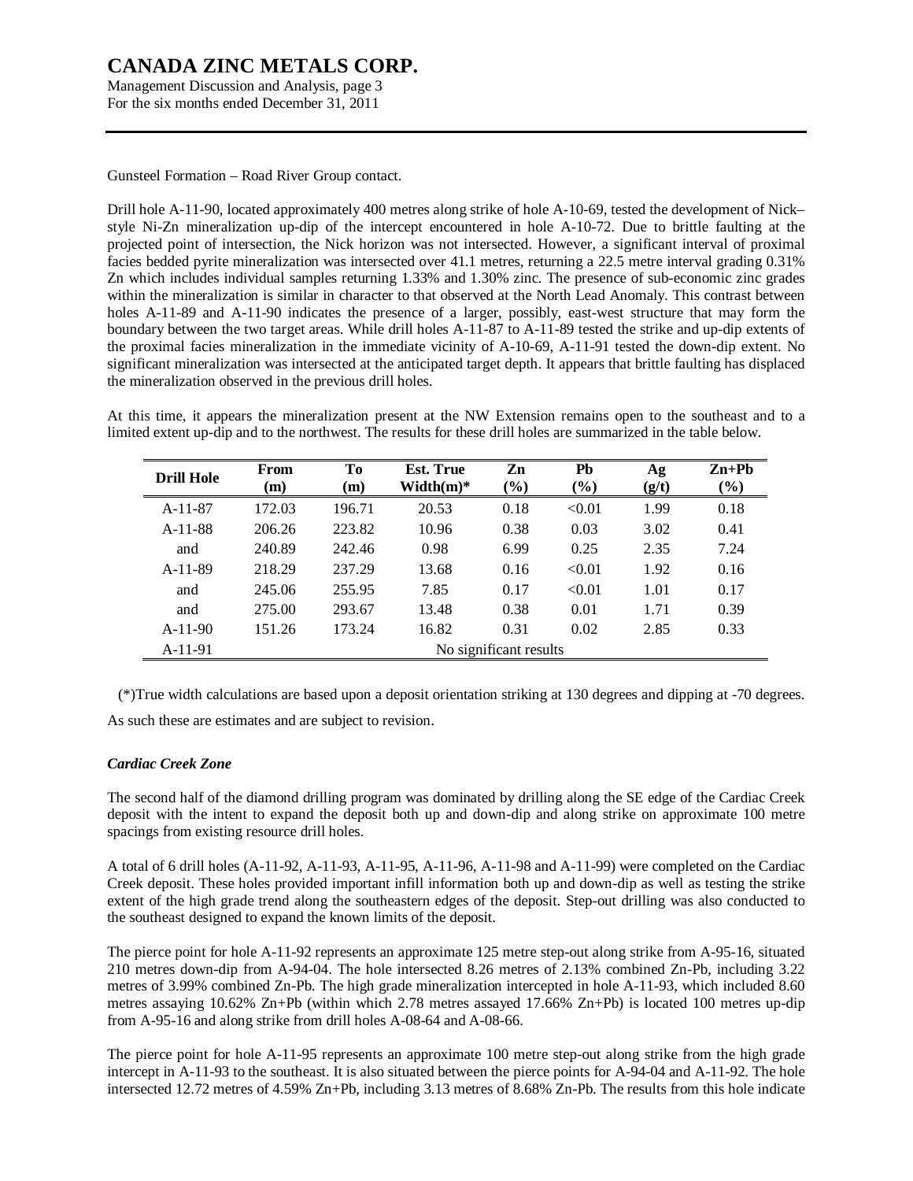Gunsteel Formation – Road River Group contact.

Drill hole A-11-90, located approximately 400 metres along strike of hole A-10-69, tested the development of Nick–style Ni-Zn mineralization up-dip of the intercept encountered in hole A-10-72. Due to brittle faulting at the projected point of intersection, the Nick horizon was not intersected. However, a significant interval of proximal facies bedded pyrite mineralization was intersected over 41.1 metres, returning a 22.5 metre interval grading 0.31% Zn which includes individual samples returning 1.33% and 1.30% zinc. The presence of sub-economic zinc grades within the mineralization is similar in character to that observed at the North Lead Anomaly. This contrast between holes A-11-89 and A-11-90 indicates the presence of a larger, possibly, east-west structure that may form the boundary between the two target areas. While drill holes A-11-87 to A-11-89 tested the strike and up-dip extents of the proximal facies mineralization in the immediate vicinity of A-10-69, A-11-91 tested the down-dip extent. No significant mineralization was intersected at the anticipated target depth. It appears that brittle faulting has displaced the mineralization observed in the previous drill holes.

At this time, it appears the mineralization present at the NW Extension remains open to the southeast and to a limited extent up-dip and to the northwest. The results for these drill holes are summarized in the table below.

| Drill Hole | From (m) | To (m) | Est. True Width(m)* | Zn (%) | Pb (%) | Ag (g/t) | Zn+Pb (%) |
|---|---|---|---|---|---|---|---|
| A-11-87 | 172.03 | 196.71 | 20.53 | 0.18 | <0.01 | 1.99 | 0.18 |
| A-11-88 | 206.26 | 223.82 | 10.96 | 0.38 | 0.03 | 3.02 | 0.41 |
| and | 240.89 | 242.46 | 0.98 | 6.99 | 0.25 | 2.35 | 7.24 |
| A-11-89 | 218.29 | 237.29 | 13.68 | 0.16 | <0.01 | 1.92 | 0.16 |
| and | 245.06 | 255.95 | 7.85 | 0.17 | <0.01 | 1.01 | 0.17 |
| and | 275.00 | 293.67 | 13.48 | 0.38 | 0.01 | 1.71 | 0.39 |
| A-11-90 | 151.26 | 173.24 | 16.82 | 0.31 | 0.02 | 2.85 | 0.33 |
| A-11-91 | No significant results | | | | | | |

(*)True width calculations are based upon a deposit orientation striking at 130 degrees and dipping at -70 degrees. As such these are estimates and are subject to revision.

### *Cardiac Creek Zone*

The second half of the diamond drilling program was dominated by drilling along the SE edge of the Cardiac Creek deposit with the intent to expand the deposit both up and down-dip and along strike on approximate 100 metre spacings from existing resource drill holes.

A total of 6 drill holes (A-11-92, A-11-93, A-11-95, A-11-96, A-11-98 and A-11-99) were completed on the Cardiac Creek deposit. These holes provided important infill information both up and down-dip as well as testing the strike extent of the high grade trend along the southeastern edges of the deposit. Step-out drilling was also conducted to the southeast designed to expand the known limits of the deposit.

The pierce point for hole A-11-92 represents an approximate 125 metre step-out along strike from A-95-16, situated 210 metres down-dip from A-94-04. The hole intersected 8.26 metres of 2.13% combined Zn-Pb, including 3.22 metres of 3.99% combined Zn-Pb. The high grade mineralization intercepted in hole A-11-93, which included 8.60 metres assaying 10.62% Zn+Pb (within which 2.78 metres assayed 17.66% Zn+Pb) is located 100 metres up-dip from A-95-16 and along strike from drill holes A-08-64 and A-08-66.

The pierce point for hole A-11-95 represents an approximate 100 metre step-out along strike from the high grade intercept in A-11-93 to the southeast. It is also situated between the pierce points for A-94-04 and A-11-92. The hole intersected 12.72 metres of 4.59% Zn+Pb, including 3.13 metres of 8.68% Zn-Pb. The results from this hole indicate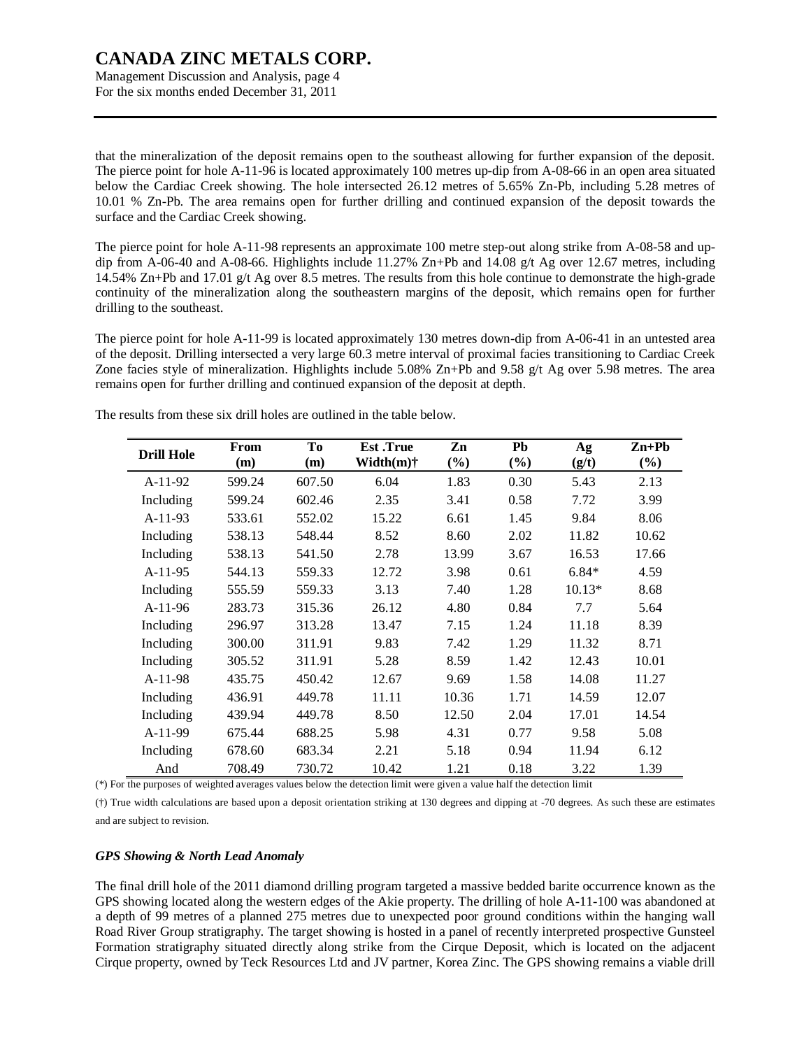that the mineralization of the deposit remains open to the southeast allowing for further expansion of the deposit. The pierce point for hole A-11-96 is located approximately 100 metres up-dip from A-08-66 in an open area situated below the Cardiac Creek showing. The hole intersected 26.12 metres of 5.65% Zn-Pb, including 5.28 metres of 10.01 % Zn-Pb. The area remains open for further drilling and continued expansion of the deposit towards the surface and the Cardiac Creek showing.

The pierce point for hole A-11-98 represents an approximate 100 metre step-out along strike from A-08-58 and up-dip from A-06-40 and A-08-66. Highlights include 11.27% Zn+Pb and 14.08 g/t Ag over 12.67 metres, including 14.54% Zn+Pb and 17.01 g/t Ag over 8.5 metres. The results from this hole continue to demonstrate the high-grade continuity of the mineralization along the southeastern margins of the deposit, which remains open for further drilling to the southeast.

The pierce point for hole A-11-99 is located approximately 130 metres down-dip from A-06-41 in an untested area of the deposit. Drilling intersected a very large 60.3 metre interval of proximal facies transitioning to Cardiac Creek Zone facies style of mineralization. Highlights include 5.08% Zn+Pb and 9.58 g/t Ag over 5.98 metres. The area remains open for further drilling and continued expansion of the deposit at depth.

The results from these six drill holes are outlined in the table below.

| Drill Hole | From (m) | To (m) | Est .True Width(m)† | Zn (%) | Pb (%) | Ag (g/t) | Zn+Pb (%) |
|---|---|---|---|---|---|---|---|
| A-11-92 | 599.24 | 607.50 | 6.04 | 1.83 | 0.30 | 5.43 | 2.13 |
| Including | 599.24 | 602.46 | 2.35 | 3.41 | 0.58 | 7.72 | 3.99 |
| A-11-93 | 533.61 | 552.02 | 15.22 | 6.61 | 1.45 | 9.84 | 8.06 |
| Including | 538.13 | 548.44 | 8.52 | 8.60 | 2.02 | 11.82 | 10.62 |
| Including | 538.13 | 541.50 | 2.78 | 13.99 | 3.67 | 16.53 | 17.66 |
| A-11-95 | 544.13 | 559.33 | 12.72 | 3.98 | 0.61 | 6.84* | 4.59 |
| Including | 555.59 | 559.33 | 3.13 | 7.40 | 1.28 | 10.13* | 8.68 |
| A-11-96 | 283.73 | 315.36 | 26.12 | 4.80 | 0.84 | 7.7 | 5.64 |
| Including | 296.97 | 313.28 | 13.47 | 7.15 | 1.24 | 11.18 | 8.39 |
| Including | 300.00 | 311.91 | 9.83 | 7.42 | 1.29 | 11.32 | 8.71 |
| Including | 305.52 | 311.91 | 5.28 | 8.59 | 1.42 | 12.43 | 10.01 |
| A-11-98 | 435.75 | 450.42 | 12.67 | 9.69 | 1.58 | 14.08 | 11.27 |
| Including | 436.91 | 449.78 | 11.11 | 10.36 | 1.71 | 14.59 | 12.07 |
| Including | 439.94 | 449.78 | 8.50 | 12.50 | 2.04 | 17.01 | 14.54 |
| A-11-99 | 675.44 | 688.25 | 5.98 | 4.31 | 0.77 | 9.58 | 5.08 |
| Including | 678.60 | 683.34 | 2.21 | 5.18 | 0.94 | 11.94 | 6.12 |
| And | 708.49 | 730.72 | 10.42 | 1.21 | 0.18 | 3.22 | 1.39 |

(*) For the purposes of weighted averages values below the detection limit were given a value half the detection limit

(†) True width calculations are based upon a deposit orientation striking at 130 degrees and dipping at -70 degrees. As such these are estimates and are subject to revision.

### *GPS Showing & North Lead Anomaly*

The final drill hole of the 2011 diamond drilling program targeted a massive bedded barite occurrence known as the GPS showing located along the western edges of the Akie property. The drilling of hole A-11-100 was abandoned at a depth of 99 metres of a planned 275 metres due to unexpected poor ground conditions within the hanging wall Road River Group stratigraphy. The target showing is hosted in a panel of recently interpreted prospective Gunsteel Formation stratigraphy situated directly along strike from the Cirque Deposit, which is located on the adjacent Cirque property, owned by Teck Resources Ltd and JV partner, Korea Zinc. The GPS showing remains a viable drill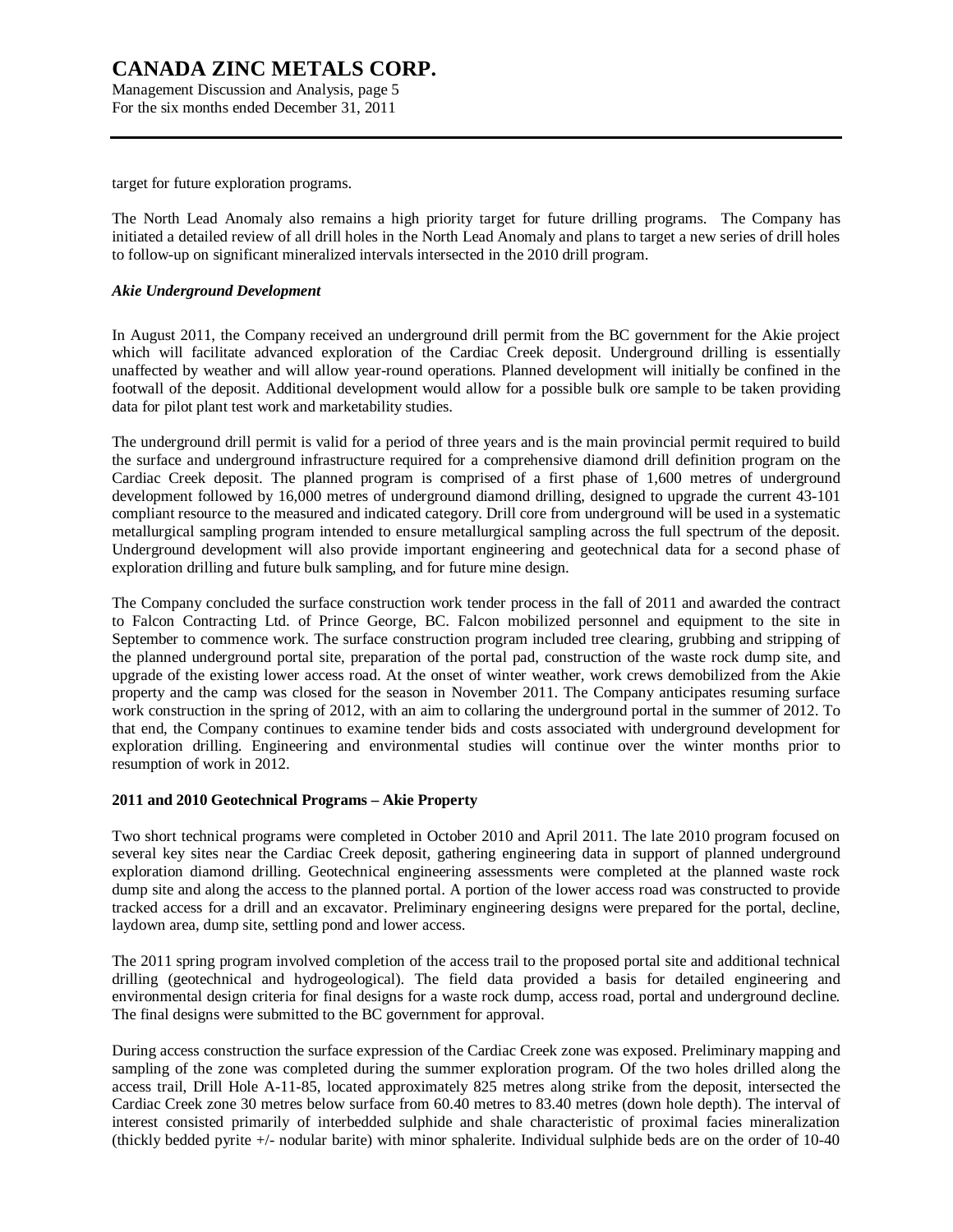target for future exploration programs.

The North Lead Anomaly also remains a high priority target for future drilling programs. The Company has initiated a detailed review of all drill holes in the North Lead Anomaly and plans to target a new series of drill holes to follow-up on significant mineralized intervals intersected in the 2010 drill program.

***Akie Underground Development***

In August 2011, the Company received an underground drill permit from the BC government for the Akie project which will facilitate advanced exploration of the Cardiac Creek deposit. Underground drilling is essentially unaffected by weather and will allow year-round operations. Planned development will initially be confined in the footwall of the deposit. Additional development would allow for a possible bulk ore sample to be taken providing data for pilot plant test work and marketability studies.

The underground drill permit is valid for a period of three years and is the main provincial permit required to build the surface and underground infrastructure required for a comprehensive diamond drill definition program on the Cardiac Creek deposit. The planned program is comprised of a first phase of 1,600 metres of underground development followed by 16,000 metres of underground diamond drilling, designed to upgrade the current 43-101 compliant resource to the measured and indicated category. Drill core from underground will be used in a systematic metallurgical sampling program intended to ensure metallurgical sampling across the full spectrum of the deposit. Underground development will also provide important engineering and geotechnical data for a second phase of exploration drilling and future bulk sampling, and for future mine design.

The Company concluded the surface construction work tender process in the fall of 2011 and awarded the contract to Falcon Contracting Ltd. of Prince George, BC. Falcon mobilized personnel and equipment to the site in September to commence work. The surface construction program included tree clearing, grubbing and stripping of the planned underground portal site, preparation of the portal pad, construction of the waste rock dump site, and upgrade of the existing lower access road. At the onset of winter weather, work crews demobilized from the Akie property and the camp was closed for the season in November 2011. The Company anticipates resuming surface work construction in the spring of 2012, with an aim to collaring the underground portal in the summer of 2012. To that end, the Company continues to examine tender bids and costs associated with underground development for exploration drilling. Engineering and environmental studies will continue over the winter months prior to resumption of work in 2012.

**2011 and 2010 Geotechnical Programs – Akie Property**

Two short technical programs were completed in October 2010 and April 2011. The late 2010 program focused on several key sites near the Cardiac Creek deposit, gathering engineering data in support of planned underground exploration diamond drilling. Geotechnical engineering assessments were completed at the planned waste rock dump site and along the access to the planned portal. A portion of the lower access road was constructed to provide tracked access for a drill and an excavator. Preliminary engineering designs were prepared for the portal, decline, laydown area, dump site, settling pond and lower access.

The 2011 spring program involved completion of the access trail to the proposed portal site and additional technical drilling (geotechnical and hydrogeological). The field data provided a basis for detailed engineering and environmental design criteria for final designs for a waste rock dump, access road, portal and underground decline. The final designs were submitted to the BC government for approval.

During access construction the surface expression of the Cardiac Creek zone was exposed. Preliminary mapping and sampling of the zone was completed during the summer exploration program. Of the two holes drilled along the access trail, Drill Hole A-11-85, located approximately 825 metres along strike from the deposit, intersected the Cardiac Creek zone 30 metres below surface from 60.40 metres to 83.40 metres (down hole depth). The interval of interest consisted primarily of interbedded sulphide and shale characteristic of proximal facies mineralization (thickly bedded pyrite +/- nodular barite) with minor sphalerite. Individual sulphide beds are on the order of 10-40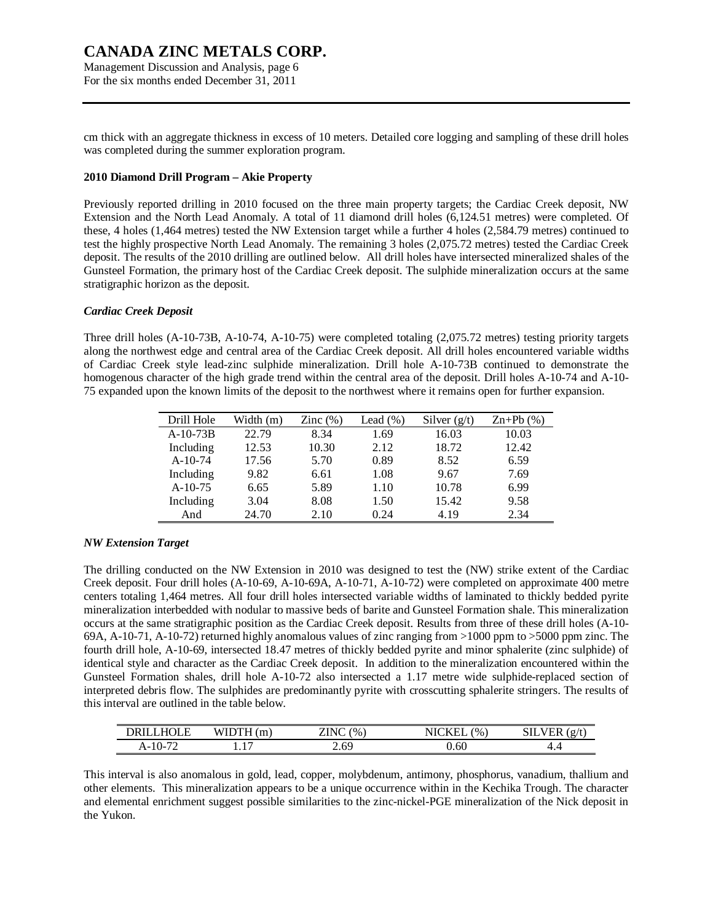cm thick with an aggregate thickness in excess of 10 meters. Detailed core logging and sampling of these drill holes was completed during the summer exploration program.

**2010 Diamond Drill Program – Akie Property**

Previously reported drilling in 2010 focused on the three main property targets; the Cardiac Creek deposit, NW Extension and the North Lead Anomaly. A total of 11 diamond drill holes (6,124.51 metres) were completed. Of these, 4 holes (1,464 metres) tested the NW Extension target while a further 4 holes (2,584.79 metres) continued to test the highly prospective North Lead Anomaly. The remaining 3 holes (2,075.72 metres) tested the Cardiac Creek deposit. The results of the 2010 drilling are outlined below. All drill holes have intersected mineralized shales of the Gunsteel Formation, the primary host of the Cardiac Creek deposit. The sulphide mineralization occurs at the same stratigraphic horizon as the deposit.

***Cardiac Creek Deposit***

Three drill holes (A-10-73B, A-10-74, A-10-75) were completed totaling (2,075.72 metres) testing priority targets along the northwest edge and central area of the Cardiac Creek deposit. All drill holes encountered variable widths of Cardiac Creek style lead-zinc sulphide mineralization. Drill hole A-10-73B continued to demonstrate the homogenous character of the high grade trend within the central area of the deposit. Drill holes A-10-74 and A-10-75 expanded upon the known limits of the deposit to the northwest where it remains open for further expansion.

| Drill Hole | Width (m) | Zinc (%) | Lead (%) | Silver (g/t) | Zn+Pb (%) |
|---|---|---|---|---|---|
| A-10-73B | 22.79 | 8.34 | 1.69 | 16.03 | 10.03 |
| Including | 12.53 | 10.30 | 2.12 | 18.72 | 12.42 |
| A-10-74 | 17.56 | 5.70 | 0.89 | 8.52 | 6.59 |
| Including | 9.82 | 6.61 | 1.08 | 9.67 | 7.69 |
| A-10-75 | 6.65 | 5.89 | 1.10 | 10.78 | 6.99 |
| Including | 3.04 | 8.08 | 1.50 | 15.42 | 9.58 |
| And | 24.70 | 2.10 | 0.24 | 4.19 | 2.34 |

***NW Extension Target***

The drilling conducted on the NW Extension in 2010 was designed to test the (NW) strike extent of the Cardiac Creek deposit. Four drill holes (A-10-69, A-10-69A, A-10-71, A-10-72) were completed on approximate 400 metre centers totaling 1,464 metres. All four drill holes intersected variable widths of laminated to thickly bedded pyrite mineralization interbedded with nodular to massive beds of barite and Gunsteel Formation shale. This mineralization occurs at the same stratigraphic position as the Cardiac Creek deposit. Results from three of these drill holes (A-10-69A, A-10-71, A-10-72) returned highly anomalous values of zinc ranging from >1000 ppm to >5000 ppm zinc. The fourth drill hole, A-10-69, intersected 18.47 metres of thickly bedded pyrite and minor sphalerite (zinc sulphide) of identical style and character as the Cardiac Creek deposit. In addition to the mineralization encountered within the Gunsteel Formation shales, drill hole A-10-72 also intersected a 1.17 metre wide sulphide-replaced section of interpreted debris flow. The sulphides are predominantly pyrite with crosscutting sphalerite stringers. The results of this interval are outlined in the table below.

| DRILLHOLE | WIDTH (m) | ZINC (%) | NICKEL (%) | SILVER (g/t) |
|---|---|---|---|---|
| A-10-72 | 1.17 | 2.69 | 0.60 | 4.4 |

This interval is also anomalous in gold, lead, copper, molybdenum, antimony, phosphorus, vanadium, thallium and other elements. This mineralization appears to be a unique occurrence within in the Kechika Trough. The character and elemental enrichment suggest possible similarities to the zinc-nickel-PGE mineralization of the Nick deposit in the Yukon.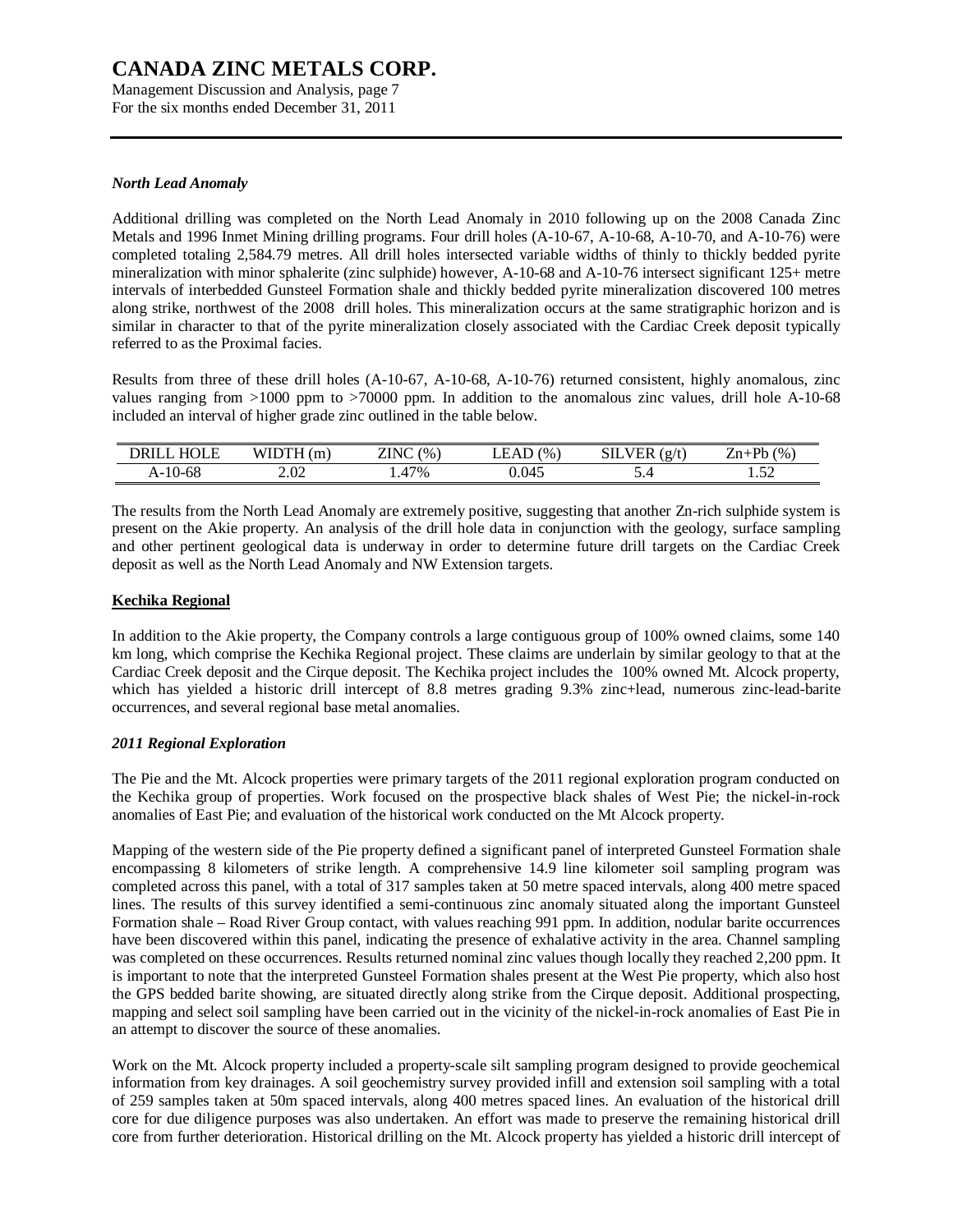### *North Lead Anomaly*

Additional drilling was completed on the North Lead Anomaly in 2010 following up on the 2008 Canada Zinc Metals and 1996 Inmet Mining drilling programs. Four drill holes (A-10-67, A-10-68, A-10-70, and A-10-76) were completed totaling 2,584.79 metres. All drill holes intersected variable widths of thinly to thickly bedded pyrite mineralization with minor sphalerite (zinc sulphide) however, A-10-68 and A-10-76 intersect significant 125+ metre intervals of interbedded Gunsteel Formation shale and thickly bedded pyrite mineralization discovered 100 metres along strike, northwest of the 2008 drill holes. This mineralization occurs at the same stratigraphic horizon and is similar in character to that of the pyrite mineralization closely associated with the Cardiac Creek deposit typically referred to as the Proximal facies.

Results from three of these drill holes (A-10-67, A-10-68, A-10-76) returned consistent, highly anomalous, zinc values ranging from >1000 ppm to >70000 ppm. In addition to the anomalous zinc values, drill hole A-10-68 included an interval of higher grade zinc outlined in the table below.

| DRILL HOLE | WIDTH (m) | ZINC (%) | LEAD (%) | SILVER (g/t) | Zn+Pb (%) |
|---|---|---|---|---|---|
| A-10-68 | 2.02 | 1.47% | 0.045 | 5.4 | 1.52 |

The results from the North Lead Anomaly are extremely positive, suggesting that another Zn-rich sulphide system is present on the Akie property. An analysis of the drill hole data in conjunction with the geology, surface sampling and other pertinent geological data is underway in order to determine future drill targets on the Cardiac Creek deposit as well as the North Lead Anomaly and NW Extension targets.

## Kechika Regional

In addition to the Akie property, the Company controls a large contiguous group of 100% owned claims, some 140 km long, which comprise the Kechika Regional project. These claims are underlain by similar geology to that at the Cardiac Creek deposit and the Cirque deposit. The Kechika project includes the 100% owned Mt. Alcock property, which has yielded a historic drill intercept of 8.8 metres grading 9.3% zinc+lead, numerous zinc-lead-barite occurrences, and several regional base metal anomalies.

### *2011 Regional Exploration*

The Pie and the Mt. Alcock properties were primary targets of the 2011 regional exploration program conducted on the Kechika group of properties. Work focused on the prospective black shales of West Pie; the nickel-in-rock anomalies of East Pie; and evaluation of the historical work conducted on the Mt Alcock property.

Mapping of the western side of the Pie property defined a significant panel of interpreted Gunsteel Formation shale encompassing 8 kilometers of strike length. A comprehensive 14.9 line kilometer soil sampling program was completed across this panel, with a total of 317 samples taken at 50 metre spaced intervals, along 400 metre spaced lines. The results of this survey identified a semi-continuous zinc anomaly situated along the important Gunsteel Formation shale – Road River Group contact, with values reaching 991 ppm. In addition, nodular barite occurrences have been discovered within this panel, indicating the presence of exhalative activity in the area. Channel sampling was completed on these occurrences. Results returned nominal zinc values though locally they reached 2,200 ppm. It is important to note that the interpreted Gunsteel Formation shales present at the West Pie property, which also host the GPS bedded barite showing, are situated directly along strike from the Cirque deposit. Additional prospecting, mapping and select soil sampling have been carried out in the vicinity of the nickel-in-rock anomalies of East Pie in an attempt to discover the source of these anomalies.

Work on the Mt. Alcock property included a property-scale silt sampling program designed to provide geochemical information from key drainages. A soil geochemistry survey provided infill and extension soil sampling with a total of 259 samples taken at 50m spaced intervals, along 400 metres spaced lines. An evaluation of the historical drill core for due diligence purposes was also undertaken. An effort was made to preserve the remaining historical drill core from further deterioration. Historical drilling on the Mt. Alcock property has yielded a historic drill intercept of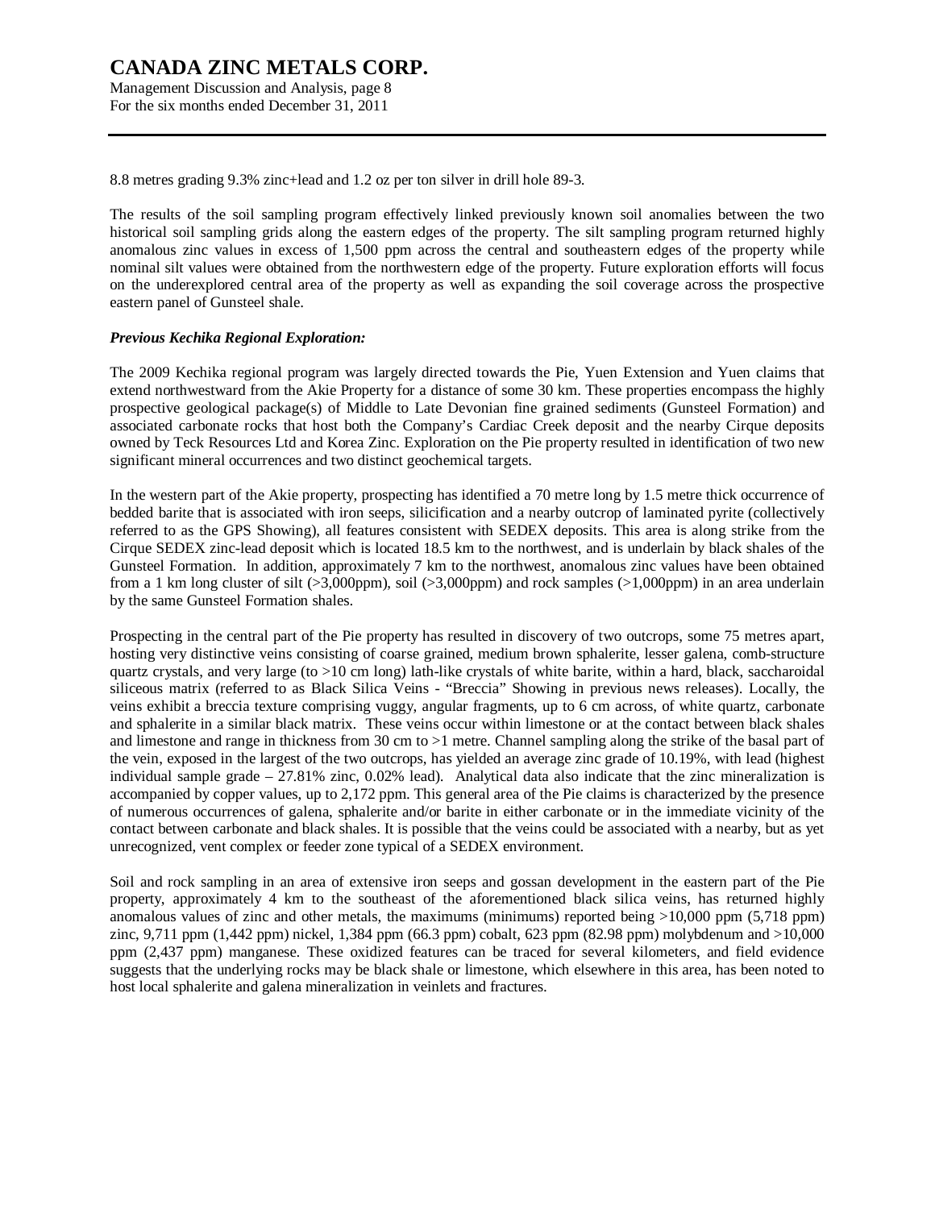8.8 metres grading 9.3% zinc+lead and 1.2 oz per ton silver in drill hole 89-3.

The results of the soil sampling program effectively linked previously known soil anomalies between the two historical soil sampling grids along the eastern edges of the property. The silt sampling program returned highly anomalous zinc values in excess of 1,500 ppm across the central and southeastern edges of the property while nominal silt values were obtained from the northwestern edge of the property. Future exploration efforts will focus on the underexplored central area of the property as well as expanding the soil coverage across the prospective eastern panel of Gunsteel shale.

***Previous Kechika Regional Exploration:***

The 2009 Kechika regional program was largely directed towards the Pie, Yuen Extension and Yuen claims that extend northwestward from the Akie Property for a distance of some 30 km. These properties encompass the highly prospective geological package(s) of Middle to Late Devonian fine grained sediments (Gunsteel Formation) and associated carbonate rocks that host both the Company's Cardiac Creek deposit and the nearby Cirque deposits owned by Teck Resources Ltd and Korea Zinc. Exploration on the Pie property resulted in identification of two new significant mineral occurrences and two distinct geochemical targets.

In the western part of the Akie property, prospecting has identified a 70 metre long by 1.5 metre thick occurrence of bedded barite that is associated with iron seeps, silicification and a nearby outcrop of laminated pyrite (collectively referred to as the GPS Showing), all features consistent with SEDEX deposits. This area is along strike from the Cirque SEDEX zinc-lead deposit which is located 18.5 km to the northwest, and is underlain by black shales of the Gunsteel Formation. In addition, approximately 7 km to the northwest, anomalous zinc values have been obtained from a 1 km long cluster of silt (>3,000ppm), soil (>3,000ppm) and rock samples (>1,000ppm) in an area underlain by the same Gunsteel Formation shales.

Prospecting in the central part of the Pie property has resulted in discovery of two outcrops, some 75 metres apart, hosting very distinctive veins consisting of coarse grained, medium brown sphalerite, lesser galena, comb-structure quartz crystals, and very large (to >10 cm long) lath-like crystals of white barite, within a hard, black, saccharoidal siliceous matrix (referred to as Black Silica Veins - "Breccia" Showing in previous news releases). Locally, the veins exhibit a breccia texture comprising vuggy, angular fragments, up to 6 cm across, of white quartz, carbonate and sphalerite in a similar black matrix. These veins occur within limestone or at the contact between black shales and limestone and range in thickness from 30 cm to >1 metre. Channel sampling along the strike of the basal part of the vein, exposed in the largest of the two outcrops, has yielded an average zinc grade of 10.19%, with lead (highest individual sample grade – 27.81% zinc, 0.02% lead). Analytical data also indicate that the zinc mineralization is accompanied by copper values, up to 2,172 ppm. This general area of the Pie claims is characterized by the presence of numerous occurrences of galena, sphalerite and/or barite in either carbonate or in the immediate vicinity of the contact between carbonate and black shales. It is possible that the veins could be associated with a nearby, but as yet unrecognized, vent complex or feeder zone typical of a SEDEX environment.

Soil and rock sampling in an area of extensive iron seeps and gossan development in the eastern part of the Pie property, approximately 4 km to the southeast of the aforementioned black silica veins, has returned highly anomalous values of zinc and other metals, the maximums (minimums) reported being >10,000 ppm (5,718 ppm) zinc, 9,711 ppm (1,442 ppm) nickel, 1,384 ppm (66.3 ppm) cobalt, 623 ppm (82.98 ppm) molybdenum and >10,000 ppm (2,437 ppm) manganese. These oxidized features can be traced for several kilometers, and field evidence suggests that the underlying rocks may be black shale or limestone, which elsewhere in this area, has been noted to host local sphalerite and galena mineralization in veinlets and fractures.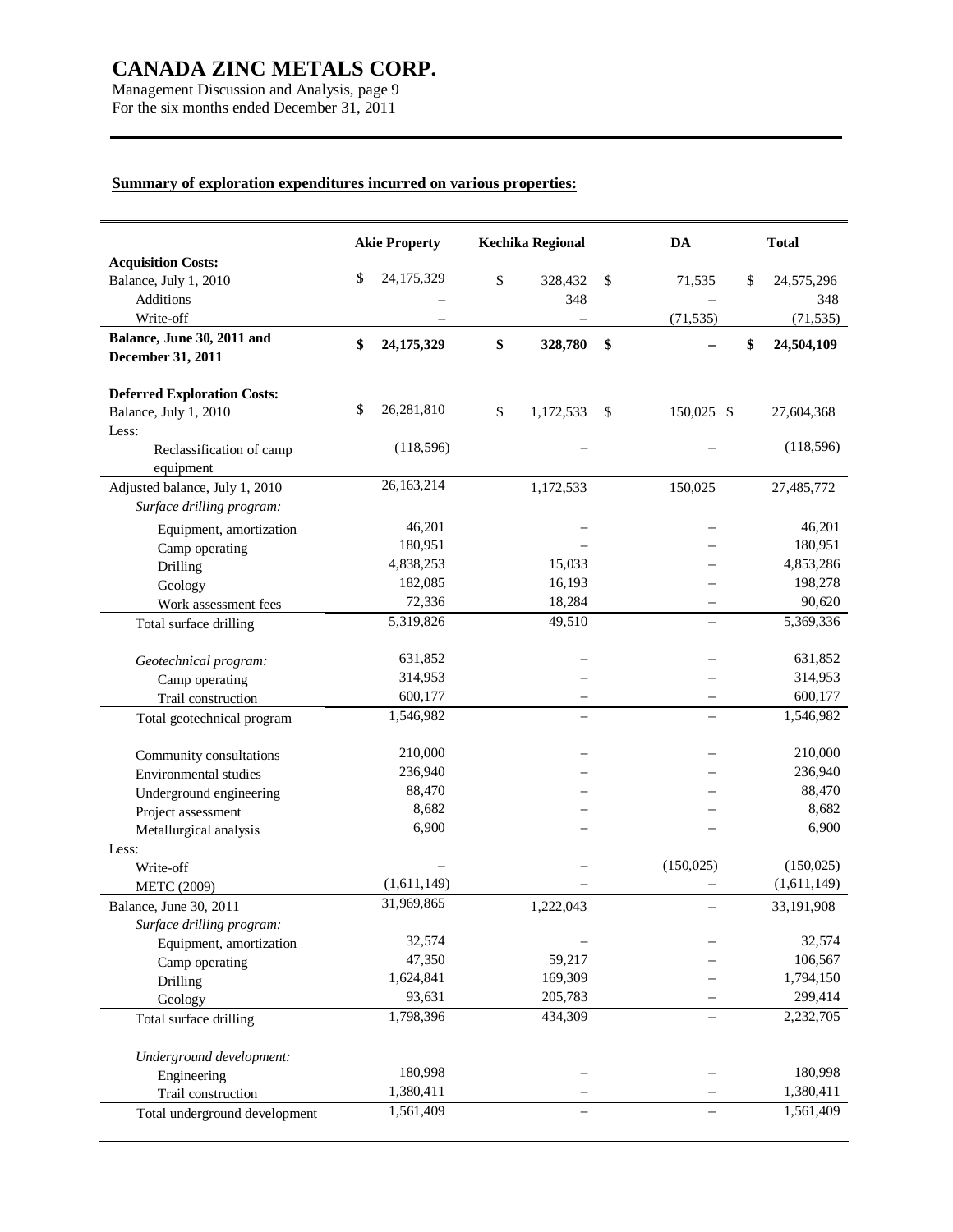## Summary of exploration expenditures incurred on various properties:

| | Akie Property | Kechika Regional | DA | Total |
|---|---|---|---|---|
| **Acquisition Costs:** | | | | |
| Balance, July 1, 2010 | $ 24,175,329 | $ 328,432 | $ 71,535 | $ 24,575,296 |
| Additions | – | 348 | – | 348 |
| Write-off | – | – | (71,535) | (71,535) |
| **Balance, June 30, 2011 and December 31, 2011** | **$ 24,175,329** | **$ 328,780** | **$ –** | **$ 24,504,109** |
| | | | | |
| **Deferred Exploration Costs:** | | | | |
| Balance, July 1, 2010 | $ 26,281,810 | $ 1,172,533 | $ 150,025 | $ 27,604,368 |
| Less: | | | | |
| Reclassification of camp equipment | (118,596) | – | – | (118,596) |
| Adjusted balance, July 1, 2010 | 26,163,214 | 1,172,533 | 150,025 | 27,485,772 |
| *Surface drilling program:* | | | | |
| Equipment, amortization | 46,201 | – | – | 46,201 |
| Camp operating | 180,951 | – | – | 180,951 |
| Drilling | 4,838,253 | 15,033 | – | 4,853,286 |
| Geology | 182,085 | 16,193 | – | 198,278 |
| Work assessment fees | 72,336 | 18,284 | – | 90,620 |
| Total surface drilling | 5,319,826 | 49,510 | – | 5,369,336 |
| | | | | |
| *Geotechnical program:* | 631,852 | – | – | 631,852 |
| Camp operating | 314,953 | – | – | 314,953 |
| Trail construction | 600,177 | – | – | 600,177 |
| Total geotechnical program | 1,546,982 | – | – | 1,546,982 |
| | | | | |
| Community consultations | 210,000 | – | – | 210,000 |
| Environmental studies | 236,940 | – | – | 236,940 |
| Underground engineering | 88,470 | – | – | 88,470 |
| Project assessment | 8,682 | – | – | 8,682 |
| Metallurgical analysis | 6,900 | – | – | 6,900 |
| Less: | | | | |
| Write-off | – | – | (150,025) | (150,025) |
| METC (2009) | (1,611,149) | – | – | (1,611,149) |
| Balance, June 30, 2011 | 31,969,865 | 1,222,043 | – | 33,191,908 |
| *Surface drilling program:* | | | | |
| Equipment, amortization | 32,574 | – | – | 32,574 |
| Camp operating | 47,350 | 59,217 | – | 106,567 |
| Drilling | 1,624,841 | 169,309 | – | 1,794,150 |
| Geology | 93,631 | 205,783 | – | 299,414 |
| Total surface drilling | 1,798,396 | 434,309 | – | 2,232,705 |
| | | | | |
| *Underground development:* | | | | |
| Engineering | 180,998 | – | – | 180,998 |
| Trail construction | 1,380,411 | – | – | 1,380,411 |
| Total underground development | 1,561,409 | – | – | 1,561,409 |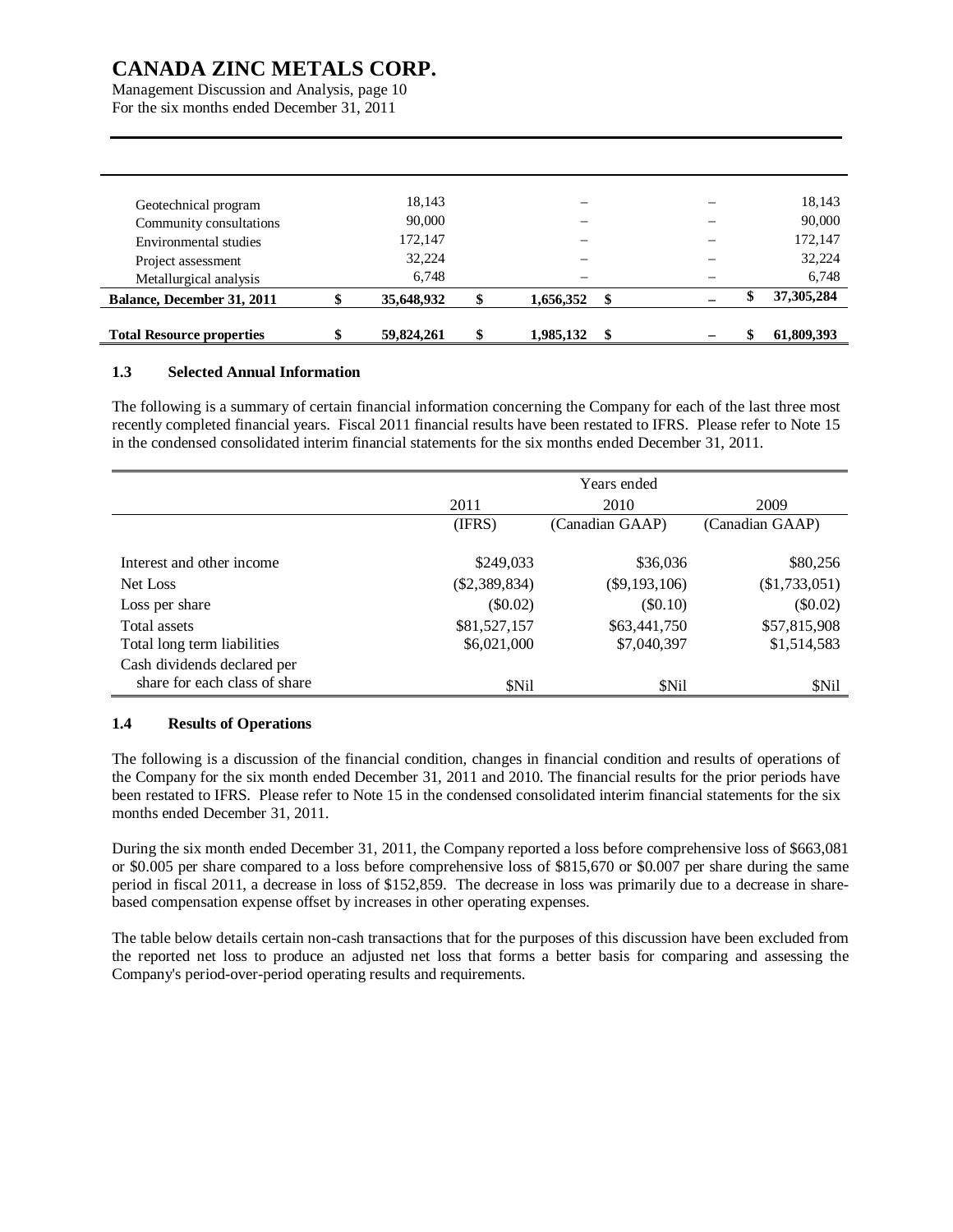| | | | | |
|---|---|---|---|---|
| Geotechnical program | 18,143 | – | – | 18,143 |
| Community consultations | 90,000 | – | – | 90,000 |
| Environmental studies | 172,147 | – | – | 172,147 |
| Project assessment | 32,224 | – | – | 32,224 |
| Metallurgical analysis | 6,748 | – | – | 6,748 |
| **Balance, December 31, 2011** | **$ 35,648,932** | **$ 1,656,352** | **$ –** | **$ 37,305,284** |
| **Total Resource properties** | **$ 59,824,261** | **$ 1,985,132** | **$ –** | **$ 61,809,393** |

### 1.3 Selected Annual Information

The following is a summary of certain financial information concerning the Company for each of the last three most recently completed financial years. Fiscal 2011 financial results have been restated to IFRS. Please refer to Note 15 in the condensed consolidated interim financial statements for the six months ended December 31, 2011.

| | Years ended | | |
|---|---|---|---|
| | 2011 | 2010 | 2009 |
| | (IFRS) | (Canadian GAAP) | (Canadian GAAP) |
| Interest and other income | $249,033 | $36,036 | $80,256 |
| Net Loss | ($2,389,834) | ($9,193,106) | ($1,733,051) |
| Loss per share | ($0.02) | ($0.10) | ($0.02) |
| Total assets | $81,527,157 | $63,441,750 | $57,815,908 |
| Total long term liabilities | $6,021,000 | $7,040,397 | $1,514,583 |
| Cash dividends declared per share for each class of share | $Nil | $Nil | $Nil |

### 1.4 Results of Operations

The following is a discussion of the financial condition, changes in financial condition and results of operations of the Company for the six month ended December 31, 2011 and 2010. The financial results for the prior periods have been restated to IFRS. Please refer to Note 15 in the condensed consolidated interim financial statements for the six months ended December 31, 2011.

During the six month ended December 31, 2011, the Company reported a loss before comprehensive loss of $663,081 or $0.005 per share compared to a loss before comprehensive loss of $815,670 or $0.007 per share during the same period in fiscal 2011, a decrease in loss of $152,859. The decrease in loss was primarily due to a decrease in share-based compensation expense offset by increases in other operating expenses.

The table below details certain non-cash transactions that for the purposes of this discussion have been excluded from the reported net loss to produce an adjusted net loss that forms a better basis for comparing and assessing the Company's period-over-period operating results and requirements.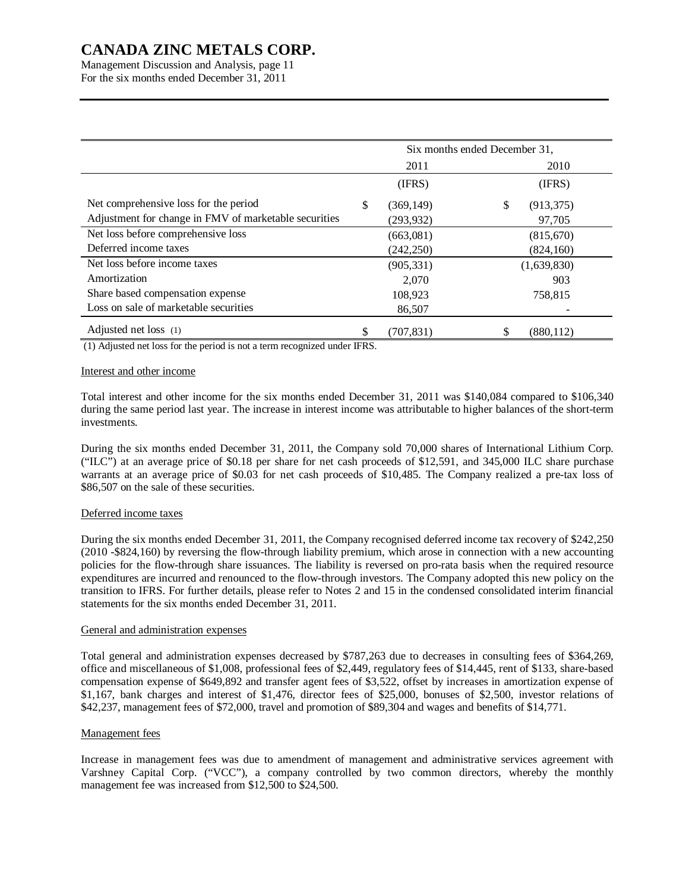|  | Six months ended December 31, |  |
|---|---|---|
|  | 2011 | 2010 |
|  | (IFRS) | (IFRS) |
| Net comprehensive loss for the period | $ (369,149) | $ (913,375) |
| Adjustment for change in FMV of marketable securities | (293,932) | 97,705 |
| Net loss before comprehensive loss | (663,081) | (815,670) |
| Deferred income taxes | (242,250) | (824,160) |
| Net loss before income taxes | (905,331) | (1,639,830) |
| Amortization | 2,070 | 903 |
| Share based compensation expense | 108,923 | 758,815 |
| Loss on sale of marketable securities | 86,507 | - |
| Adjusted net loss (1) | $ (707,831) | $ (880,112) |

(1) Adjusted net loss for the period is not a term recognized under IFRS.

Interest and other income

Total interest and other income for the six months ended December 31, 2011 was $140,084 compared to $106,340 during the same period last year. The increase in interest income was attributable to higher balances of the short-term investments.

During the six months ended December 31, 2011, the Company sold 70,000 shares of International Lithium Corp. ("ILC") at an average price of $0.18 per share for net cash proceeds of $12,591, and 345,000 ILC share purchase warrants at an average price of $0.03 for net cash proceeds of $10,485. The Company realized a pre-tax loss of $86,507 on the sale of these securities.

Deferred income taxes

During the six months ended December 31, 2011, the Company recognised deferred income tax recovery of $242,250 (2010 -$824,160) by reversing the flow-through liability premium, which arose in connection with a new accounting policies for the flow-through share issuances. The liability is reversed on pro-rata basis when the required resource expenditures are incurred and renounced to the flow-through investors. The Company adopted this new policy on the transition to IFRS. For further details, please refer to Notes 2 and 15 in the condensed consolidated interim financial statements for the six months ended December 31, 2011.

General and administration expenses

Total general and administration expenses decreased by $787,263 due to decreases in consulting fees of $364,269, office and miscellaneous of $1,008, professional fees of $2,449, regulatory fees of $14,445, rent of $133, share-based compensation expense of $649,892 and transfer agent fees of $3,522, offset by increases in amortization expense of $1,167, bank charges and interest of $1,476, director fees of $25,000, bonuses of $2,500, investor relations of $42,237, management fees of $72,000, travel and promotion of $89,304 and wages and benefits of $14,771.

Management fees

Increase in management fees was due to amendment of management and administrative services agreement with Varshney Capital Corp. ("VCC"), a company controlled by two common directors, whereby the monthly management fee was increased from $12,500 to $24,500.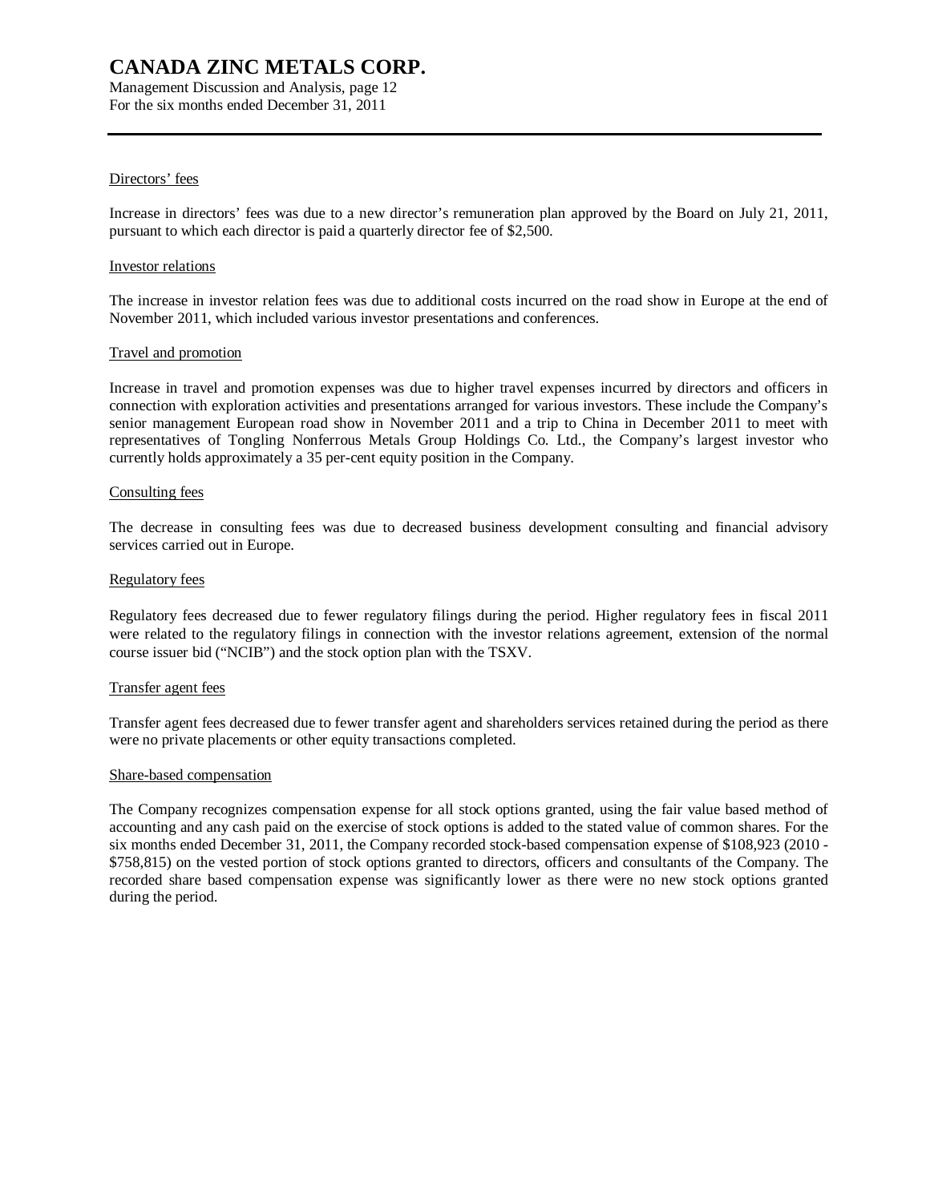Directors' fees

Increase in directors' fees was due to a new director's remuneration plan approved by the Board on July 21, 2011, pursuant to which each director is paid a quarterly director fee of $2,500.

Investor relations

The increase in investor relation fees was due to additional costs incurred on the road show in Europe at the end of November 2011, which included various investor presentations and conferences.

Travel and promotion

Increase in travel and promotion expenses was due to higher travel expenses incurred by directors and officers in connection with exploration activities and presentations arranged for various investors. These include the Company's senior management European road show in November 2011 and a trip to China in December 2011 to meet with representatives of Tongling Nonferrous Metals Group Holdings Co. Ltd., the Company's largest investor who currently holds approximately a 35 per-cent equity position in the Company.

Consulting fees

The decrease in consulting fees was due to decreased business development consulting and financial advisory services carried out in Europe.

Regulatory fees

Regulatory fees decreased due to fewer regulatory filings during the period. Higher regulatory fees in fiscal 2011 were related to the regulatory filings in connection with the investor relations agreement, extension of the normal course issuer bid ("NCIB") and the stock option plan with the TSXV.

Transfer agent fees

Transfer agent fees decreased due to fewer transfer agent and shareholders services retained during the period as there were no private placements or other equity transactions completed.

Share-based compensation

The Company recognizes compensation expense for all stock options granted, using the fair value based method of accounting and any cash paid on the exercise of stock options is added to the stated value of common shares. For the six months ended December 31, 2011, the Company recorded stock-based compensation expense of $108,923 (2010 - $758,815) on the vested portion of stock options granted to directors, officers and consultants of the Company. The recorded share based compensation expense was significantly lower as there were no new stock options granted during the period.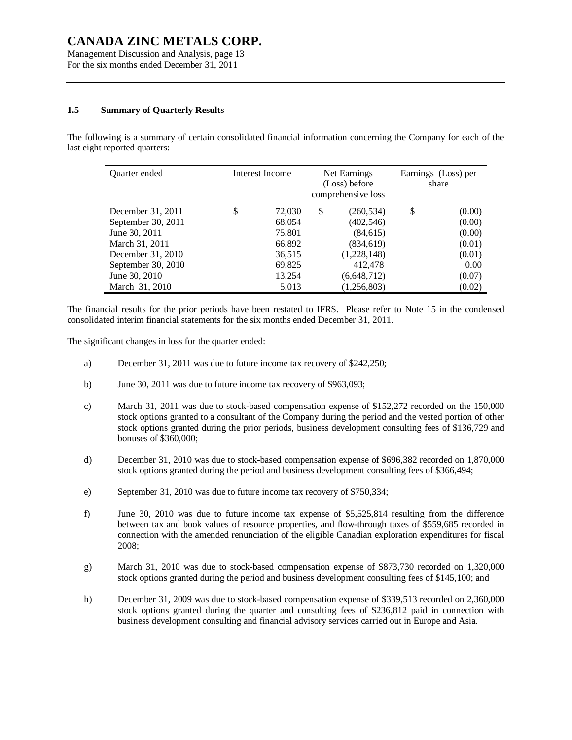### 1.5 Summary of Quarterly Results

The following is a summary of certain consolidated financial information concerning the Company for each of the last eight reported quarters:

| Quarter ended | Interest Income | Net Earnings (Loss) before comprehensive loss | Earnings (Loss) per share |
|---|---|---|---|
| December 31, 2011 | $ 72,030 | $ (260,534) | $ (0.00) |
| September 30, 2011 | 68,054 | (402,546) | (0.00) |
| June 30, 2011 | 75,801 | (84,615) | (0.00) |
| March 31, 2011 | 66,892 | (834,619) | (0.01) |
| December 31, 2010 | 36,515 | (1,228,148) | (0.01) |
| September 30, 2010 | 69,825 | 412,478 | 0.00 |
| June 30, 2010 | 13,254 | (6,648,712) | (0.07) |
| March 31, 2010 | 5,013 | (1,256,803) | (0.02) |

The financial results for the prior periods have been restated to IFRS. Please refer to Note 15 in the condensed consolidated interim financial statements for the six months ended December 31, 2011.

The significant changes in loss for the quarter ended:

a) December 31, 2011 was due to future income tax recovery of $242,250;

b) June 30, 2011 was due to future income tax recovery of $963,093;

c) March 31, 2011 was due to stock-based compensation expense of $152,272 recorded on the 150,000 stock options granted to a consultant of the Company during the period and the vested portion of other stock options granted during the prior periods, business development consulting fees of $136,729 and bonuses of $360,000;

d) December 31, 2010 was due to stock-based compensation expense of $696,382 recorded on 1,870,000 stock options granted during the period and business development consulting fees of $366,494;

e) September 31, 2010 was due to future income tax recovery of $750,334;

f) June 30, 2010 was due to future income tax expense of $5,525,814 resulting from the difference between tax and book values of resource properties, and flow-through taxes of $559,685 recorded in connection with the amended renunciation of the eligible Canadian exploration expenditures for fiscal 2008;

g) March 31, 2010 was due to stock-based compensation expense of $873,730 recorded on 1,320,000 stock options granted during the period and business development consulting fees of $145,100; and

h) December 31, 2009 was due to stock-based compensation expense of $339,513 recorded on 2,360,000 stock options granted during the quarter and consulting fees of $236,812 paid in connection with business development consulting and financial advisory services carried out in Europe and Asia.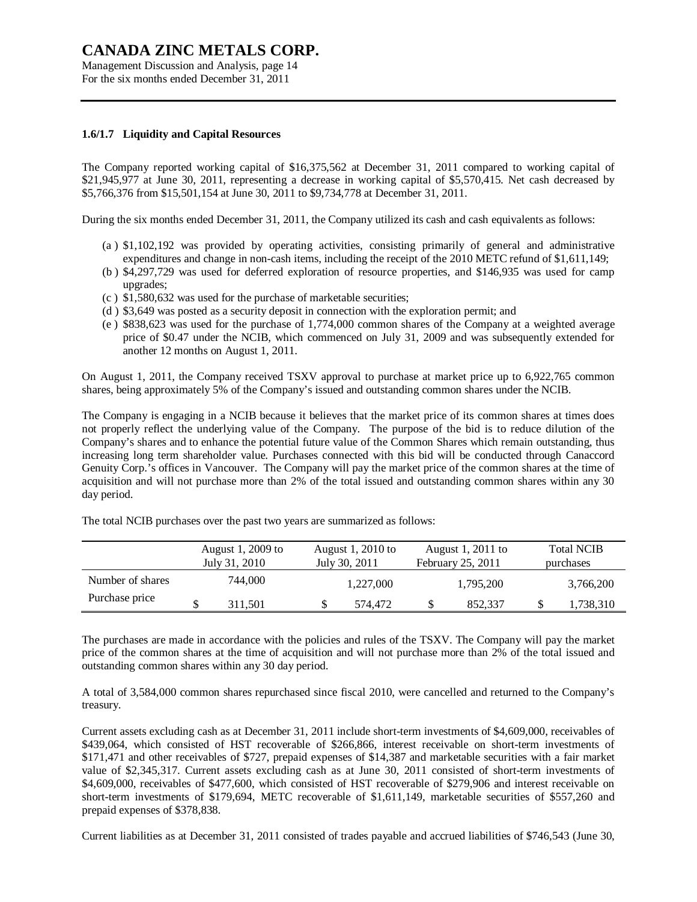### 1.6/1.7 Liquidity and Capital Resources

The Company reported working capital of $16,375,562 at December 31, 2011 compared to working capital of $21,945,977 at June 30, 2011, representing a decrease in working capital of $5,570,415. Net cash decreased by $5,766,376 from $15,501,154 at June 30, 2011 to $9,734,778 at December 31, 2011.

During the six months ended December 31, 2011, the Company utilized its cash and cash equivalents as follows:

(a ) $1,102,192 was provided by operating activities, consisting primarily of general and administrative expenditures and change in non-cash items, including the receipt of the 2010 METC refund of $1,611,149;

(b ) $4,297,729 was used for deferred exploration of resource properties, and $146,935 was used for camp upgrades;

(c ) $1,580,632 was used for the purchase of marketable securities;

(d ) $3,649 was posted as a security deposit in connection with the exploration permit; and

(e ) $838,623 was used for the purchase of 1,774,000 common shares of the Company at a weighted average price of $0.47 under the NCIB, which commenced on July 31, 2009 and was subsequently extended for another 12 months on August 1, 2011.

On August 1, 2011, the Company received TSXV approval to purchase at market price up to 6,922,765 common shares, being approximately 5% of the Company's issued and outstanding common shares under the NCIB.

The Company is engaging in a NCIB because it believes that the market price of its common shares at times does not properly reflect the underlying value of the Company. The purpose of the bid is to reduce dilution of the Company's shares and to enhance the potential future value of the Common Shares which remain outstanding, thus increasing long term shareholder value. Purchases connected with this bid will be conducted through Canaccord Genuity Corp.'s offices in Vancouver. The Company will pay the market price of the common shares at the time of acquisition and will not purchase more than 2% of the total issued and outstanding common shares within any 30 day period.

The total NCIB purchases over the past two years are summarized as follows:

| | August 1, 2009 to July 31, 2010 | August 1, 2010 to July 30, 2011 | August 1, 2011 to February 25, 2011 | Total NCIB purchases |
|---|---|---|---|---|
| Number of shares | 744,000 | 1,227,000 | 1,795,200 | 3,766,200 |
| Purchase price | $ 311,501 | $ 574,472 | $ 852,337 | $ 1,738,310 |

The purchases are made in accordance with the policies and rules of the TSXV. The Company will pay the market price of the common shares at the time of acquisition and will not purchase more than 2% of the total issued and outstanding common shares within any 30 day period.

A total of 3,584,000 common shares repurchased since fiscal 2010, were cancelled and returned to the Company's treasury.

Current assets excluding cash as at December 31, 2011 include short-term investments of $4,609,000, receivables of $439,064, which consisted of HST recoverable of $266,866, interest receivable on short-term investments of $171,471 and other receivables of $727, prepaid expenses of $14,387 and marketable securities with a fair market value of $2,345,317. Current assets excluding cash as at June 30, 2011 consisted of short-term investments of $4,609,000, receivables of $477,600, which consisted of HST recoverable of $279,906 and interest receivable on short-term investments of $179,694, METC recoverable of $1,611,149, marketable securities of $557,260 and prepaid expenses of $378,838.

Current liabilities as at December 31, 2011 consisted of trades payable and accrued liabilities of $746,543 (June 30,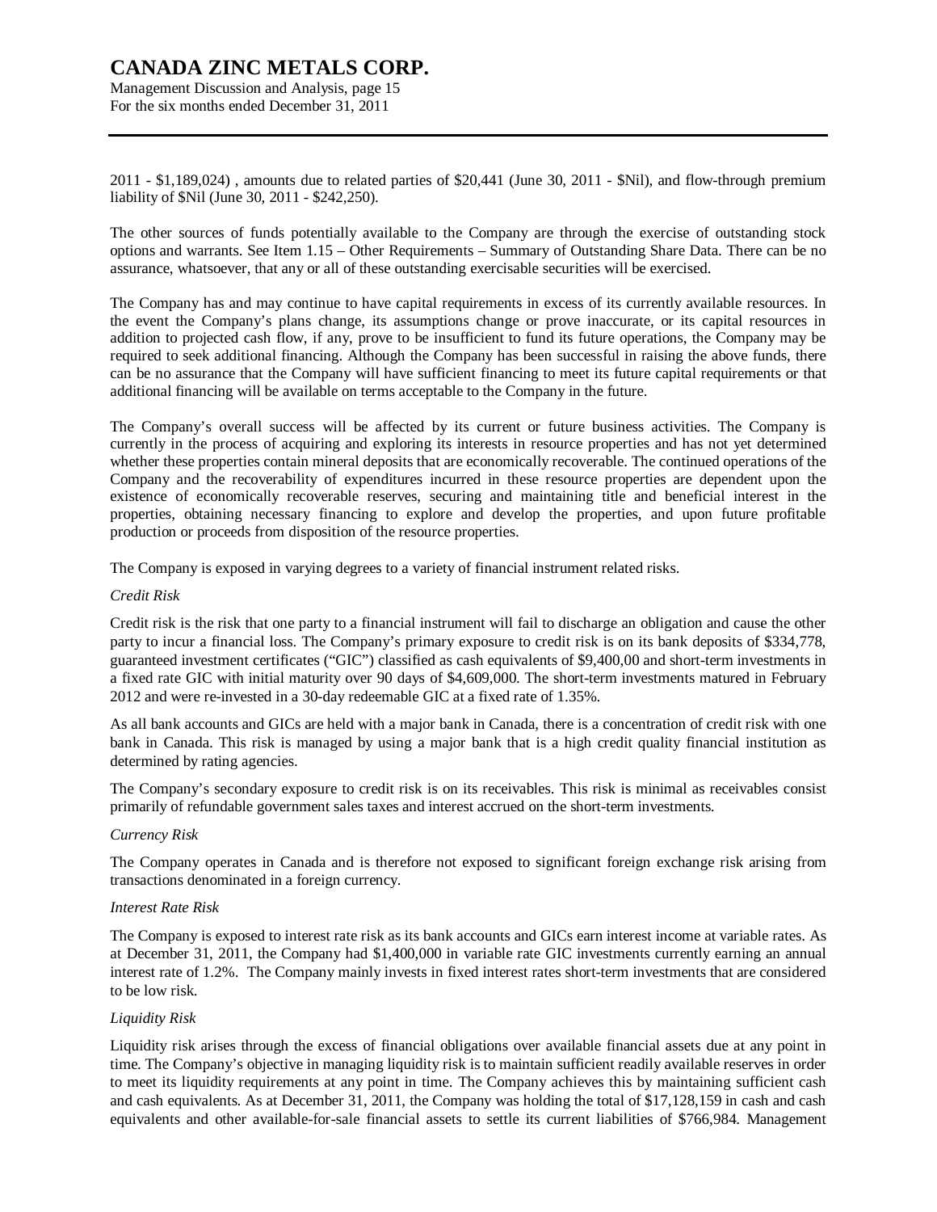2011 - $1,189,024) , amounts due to related parties of $20,441 (June 30, 2011 - $Nil), and flow-through premium liability of $Nil (June 30, 2011 - $242,250).

The other sources of funds potentially available to the Company are through the exercise of outstanding stock options and warrants. See Item 1.15 – Other Requirements – Summary of Outstanding Share Data. There can be no assurance, whatsoever, that any or all of these outstanding exercisable securities will be exercised.

The Company has and may continue to have capital requirements in excess of its currently available resources. In the event the Company's plans change, its assumptions change or prove inaccurate, or its capital resources in addition to projected cash flow, if any, prove to be insufficient to fund its future operations, the Company may be required to seek additional financing. Although the Company has been successful in raising the above funds, there can be no assurance that the Company will have sufficient financing to meet its future capital requirements or that additional financing will be available on terms acceptable to the Company in the future.

The Company's overall success will be affected by its current or future business activities. The Company is currently in the process of acquiring and exploring its interests in resource properties and has not yet determined whether these properties contain mineral deposits that are economically recoverable. The continued operations of the Company and the recoverability of expenditures incurred in these resource properties are dependent upon the existence of economically recoverable reserves, securing and maintaining title and beneficial interest in the properties, obtaining necessary financing to explore and develop the properties, and upon future profitable production or proceeds from disposition of the resource properties.

The Company is exposed in varying degrees to a variety of financial instrument related risks.

*Credit Risk*

Credit risk is the risk that one party to a financial instrument will fail to discharge an obligation and cause the other party to incur a financial loss. The Company's primary exposure to credit risk is on its bank deposits of $334,778, guaranteed investment certificates ("GIC") classified as cash equivalents of $9,400,00 and short-term investments in a fixed rate GIC with initial maturity over 90 days of $4,609,000. The short-term investments matured in February 2012 and were re-invested in a 30-day redeemable GIC at a fixed rate of 1.35%.

As all bank accounts and GICs are held with a major bank in Canada, there is a concentration of credit risk with one bank in Canada. This risk is managed by using a major bank that is a high credit quality financial institution as determined by rating agencies.

The Company's secondary exposure to credit risk is on its receivables. This risk is minimal as receivables consist primarily of refundable government sales taxes and interest accrued on the short-term investments.

*Currency Risk*

The Company operates in Canada and is therefore not exposed to significant foreign exchange risk arising from transactions denominated in a foreign currency.

*Interest Rate Risk*

The Company is exposed to interest rate risk as its bank accounts and GICs earn interest income at variable rates. As at December 31, 2011, the Company had $1,400,000 in variable rate GIC investments currently earning an annual interest rate of 1.2%. The Company mainly invests in fixed interest rates short-term investments that are considered to be low risk.

*Liquidity Risk*

Liquidity risk arises through the excess of financial obligations over available financial assets due at any point in time. The Company's objective in managing liquidity risk is to maintain sufficient readily available reserves in order to meet its liquidity requirements at any point in time. The Company achieves this by maintaining sufficient cash and cash equivalents. As at December 31, 2011, the Company was holding the total of $17,128,159 in cash and cash equivalents and other available-for-sale financial assets to settle its current liabilities of $766,984. Management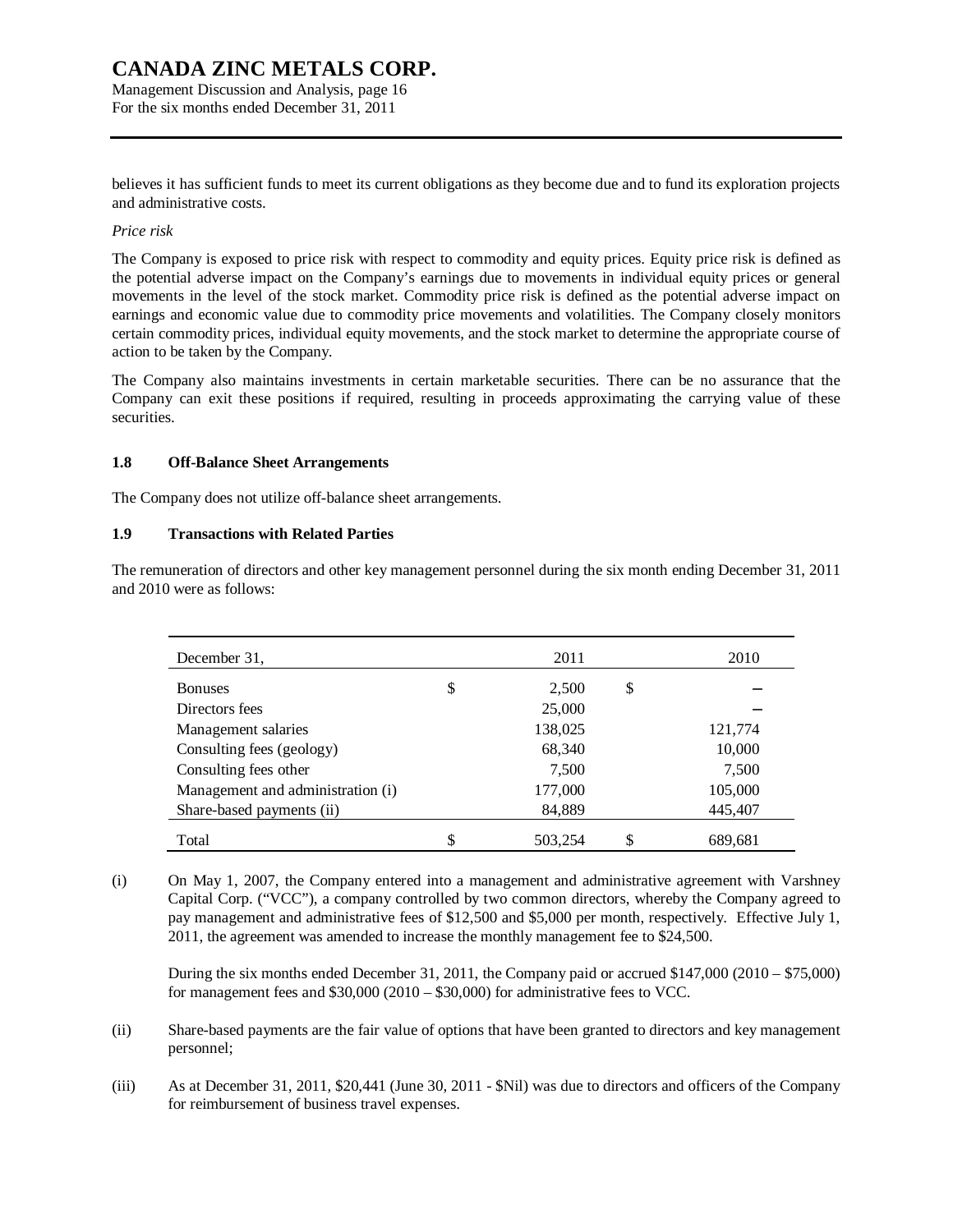believes it has sufficient funds to meet its current obligations as they become due and to fund its exploration projects and administrative costs.

*Price risk*

The Company is exposed to price risk with respect to commodity and equity prices. Equity price risk is defined as the potential adverse impact on the Company's earnings due to movements in individual equity prices or general movements in the level of the stock market. Commodity price risk is defined as the potential adverse impact on earnings and economic value due to commodity price movements and volatilities. The Company closely monitors certain commodity prices, individual equity movements, and the stock market to determine the appropriate course of action to be taken by the Company.

The Company also maintains investments in certain marketable securities. There can be no assurance that the Company can exit these positions if required, resulting in proceeds approximating the carrying value of these securities.

### 1.8 Off-Balance Sheet Arrangements

The Company does not utilize off-balance sheet arrangements.

### 1.9 Transactions with Related Parties

The remuneration of directors and other key management personnel during the six month ending December 31, 2011 and 2010 were as follows:

| December 31, | | 2011 | | 2010 |
|---|---|---|---|---|
| Bonuses | $ | 2,500 | $ | – |
| Directors fees | | 25,000 | | – |
| Management salaries | | 138,025 | | 121,774 |
| Consulting fees (geology) | | 68,340 | | 10,000 |
| Consulting fees other | | 7,500 | | 7,500 |
| Management and administration (i) | | 177,000 | | 105,000 |
| Share-based payments (ii) | | 84,889 | | 445,407 |
| Total | $ | 503,254 | $ | 689,681 |

(i) On May 1, 2007, the Company entered into a management and administrative agreement with Varshney Capital Corp. ("VCC"), a company controlled by two common directors, whereby the Company agreed to pay management and administrative fees of $12,500 and $5,000 per month, respectively. Effective July 1, 2011, the agreement was amended to increase the monthly management fee to $24,500.

During the six months ended December 31, 2011, the Company paid or accrued $147,000 (2010 – $75,000) for management fees and $30,000 (2010 – $30,000) for administrative fees to VCC.

(ii) Share-based payments are the fair value of options that have been granted to directors and key management personnel;

(iii) As at December 31, 2011, $20,441 (June 30, 2011 - $Nil) was due to directors and officers of the Company for reimbursement of business travel expenses.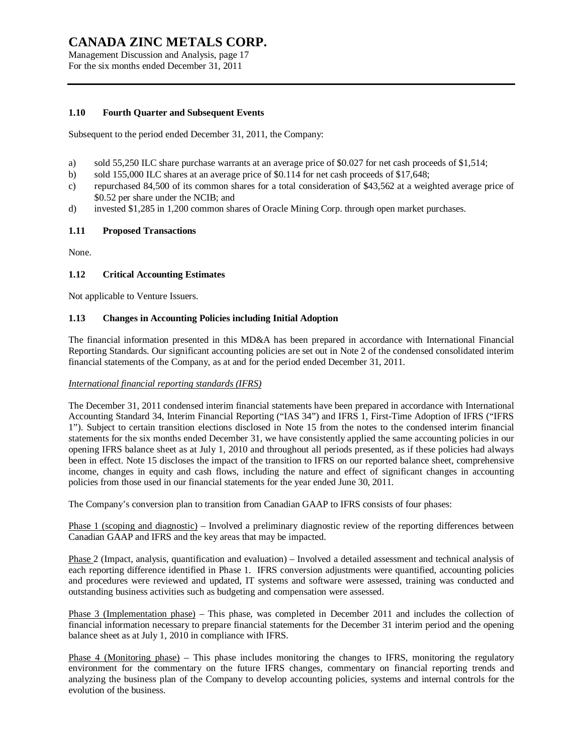### 1.10 Fourth Quarter and Subsequent Events

Subsequent to the period ended December 31, 2011, the Company:

a) sold 55,250 ILC share purchase warrants at an average price of $0.027 for net cash proceeds of $1,514;
b) sold 155,000 ILC shares at an average price of $0.114 for net cash proceeds of $17,648;
c) repurchased 84,500 of its common shares for a total consideration of $43,562 at a weighted average price of $0.52 per share under the NCIB; and
d) invested $1,285 in 1,200 common shares of Oracle Mining Corp. through open market purchases.

### 1.11 Proposed Transactions

None.

### 1.12 Critical Accounting Estimates

Not applicable to Venture Issuers.

### 1.13 Changes in Accounting Policies including Initial Adoption

The financial information presented in this MD&A has been prepared in accordance with International Financial Reporting Standards. Our significant accounting policies are set out in Note 2 of the condensed consolidated interim financial statements of the Company, as at and for the period ended December 31, 2011.

*International financial reporting standards (IFRS)*

The December 31, 2011 condensed interim financial statements have been prepared in accordance with International Accounting Standard 34, Interim Financial Reporting ("IAS 34") and IFRS 1, First-Time Adoption of IFRS ("IFRS 1"). Subject to certain transition elections disclosed in Note 15 from the notes to the condensed interim financial statements for the six months ended December 31, we have consistently applied the same accounting policies in our opening IFRS balance sheet as at July 1, 2010 and throughout all periods presented, as if these policies had always been in effect. Note 15 discloses the impact of the transition to IFRS on our reported balance sheet, comprehensive income, changes in equity and cash flows, including the nature and effect of significant changes in accounting policies from those used in our financial statements for the year ended June 30, 2011.

The Company's conversion plan to transition from Canadian GAAP to IFRS consists of four phases:

Phase 1 (scoping and diagnostic) – Involved a preliminary diagnostic review of the reporting differences between Canadian GAAP and IFRS and the key areas that may be impacted.

Phase 2 (Impact, analysis, quantification and evaluation) – Involved a detailed assessment and technical analysis of each reporting difference identified in Phase 1. IFRS conversion adjustments were quantified, accounting policies and procedures were reviewed and updated, IT systems and software were assessed, training was conducted and outstanding business activities such as budgeting and compensation were assessed.

Phase 3 (Implementation phase) – This phase, was completed in December 2011 and includes the collection of financial information necessary to prepare financial statements for the December 31 interim period and the opening balance sheet as at July 1, 2010 in compliance with IFRS.

Phase 4 (Monitoring phase) – This phase includes monitoring the changes to IFRS, monitoring the regulatory environment for the commentary on the future IFRS changes, commentary on financial reporting trends and analyzing the business plan of the Company to develop accounting policies, systems and internal controls for the evolution of the business.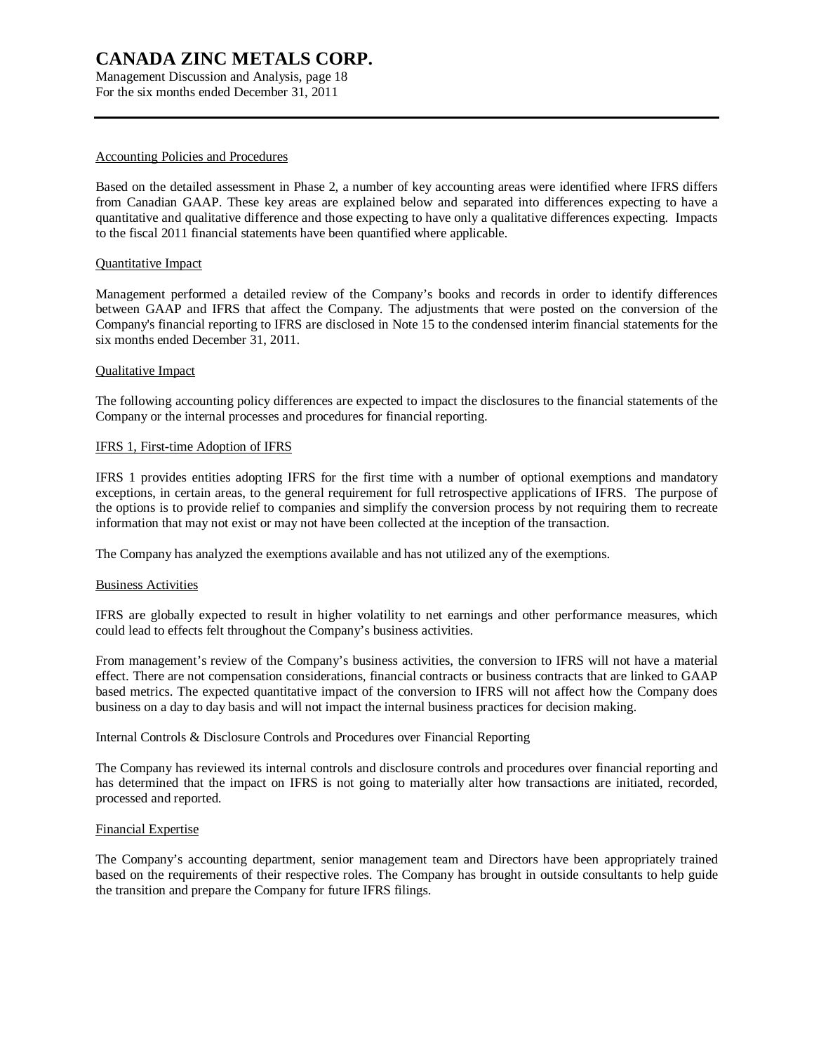Accounting Policies and Procedures

Based on the detailed assessment in Phase 2, a number of key accounting areas were identified where IFRS differs from Canadian GAAP. These key areas are explained below and separated into differences expecting to have a quantitative and qualitative difference and those expecting to have only a qualitative differences expecting. Impacts to the fiscal 2011 financial statements have been quantified where applicable.

Quantitative Impact

Management performed a detailed review of the Company's books and records in order to identify differences between GAAP and IFRS that affect the Company. The adjustments that were posted on the conversion of the Company's financial reporting to IFRS are disclosed in Note 15 to the condensed interim financial statements for the six months ended December 31, 2011.

Qualitative Impact

The following accounting policy differences are expected to impact the disclosures to the financial statements of the Company or the internal processes and procedures for financial reporting.

IFRS 1, First-time Adoption of IFRS

IFRS 1 provides entities adopting IFRS for the first time with a number of optional exemptions and mandatory exceptions, in certain areas, to the general requirement for full retrospective applications of IFRS. The purpose of the options is to provide relief to companies and simplify the conversion process by not requiring them to recreate information that may not exist or may not have been collected at the inception of the transaction.

The Company has analyzed the exemptions available and has not utilized any of the exemptions.

Business Activities

IFRS are globally expected to result in higher volatility to net earnings and other performance measures, which could lead to effects felt throughout the Company's business activities.

From management's review of the Company's business activities, the conversion to IFRS will not have a material effect. There are not compensation considerations, financial contracts or business contracts that are linked to GAAP based metrics. The expected quantitative impact of the conversion to IFRS will not affect how the Company does business on a day to day basis and will not impact the internal business practices for decision making.

Internal Controls & Disclosure Controls and Procedures over Financial Reporting

The Company has reviewed its internal controls and disclosure controls and procedures over financial reporting and has determined that the impact on IFRS is not going to materially alter how transactions are initiated, recorded, processed and reported.

Financial Expertise

The Company's accounting department, senior management team and Directors have been appropriately trained based on the requirements of their respective roles. The Company has brought in outside consultants to help guide the transition and prepare the Company for future IFRS filings.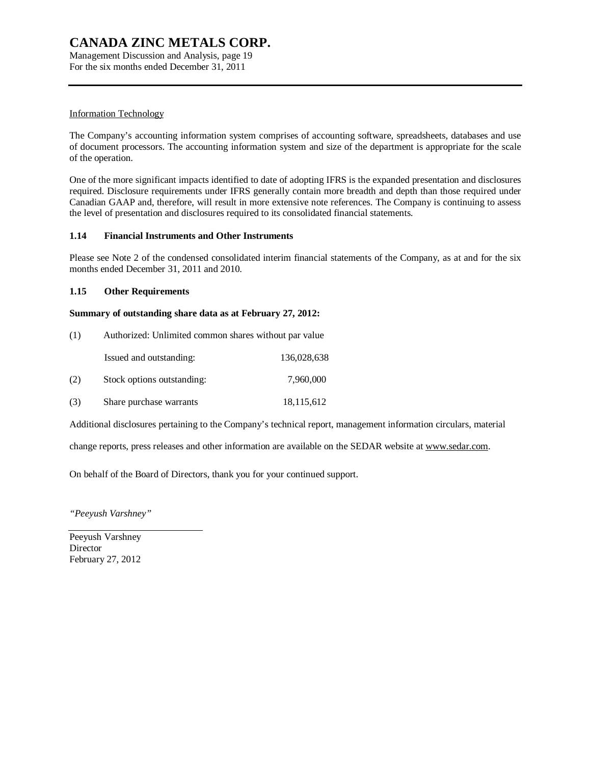Information Technology

The Company's accounting information system comprises of accounting software, spreadsheets, databases and use of document processors. The accounting information system and size of the department is appropriate for the scale of the operation.

One of the more significant impacts identified to date of adopting IFRS is the expanded presentation and disclosures required. Disclosure requirements under IFRS generally contain more breadth and depth than those required under Canadian GAAP and, therefore, will result in more extensive note references. The Company is continuing to assess the level of presentation and disclosures required to its consolidated financial statements.

### 1.14 Financial Instruments and Other Instruments

Please see Note 2 of the condensed consolidated interim financial statements of the Company, as at and for the six months ended December 31, 2011 and 2010.

### 1.15 Other Requirements

**Summary of outstanding share data as at February 27, 2012:**

| | | |
|---|---|---|
| (1) | Authorized: Unlimited common shares without par value | |
| | Issued and outstanding: | 136,028,638 |
| (2) | Stock options outstanding: | 7,960,000 |
| (3) | Share purchase warrants | 18,115,612 |

Additional disclosures pertaining to the Company's technical report, management information circulars, material change reports, press releases and other information are available on the SEDAR website at www.sedar.com.

On behalf of the Board of Directors, thank you for your continued support.

*"Peeyush Varshney"*

Peeyush Varshney
Director
February 27, 2012